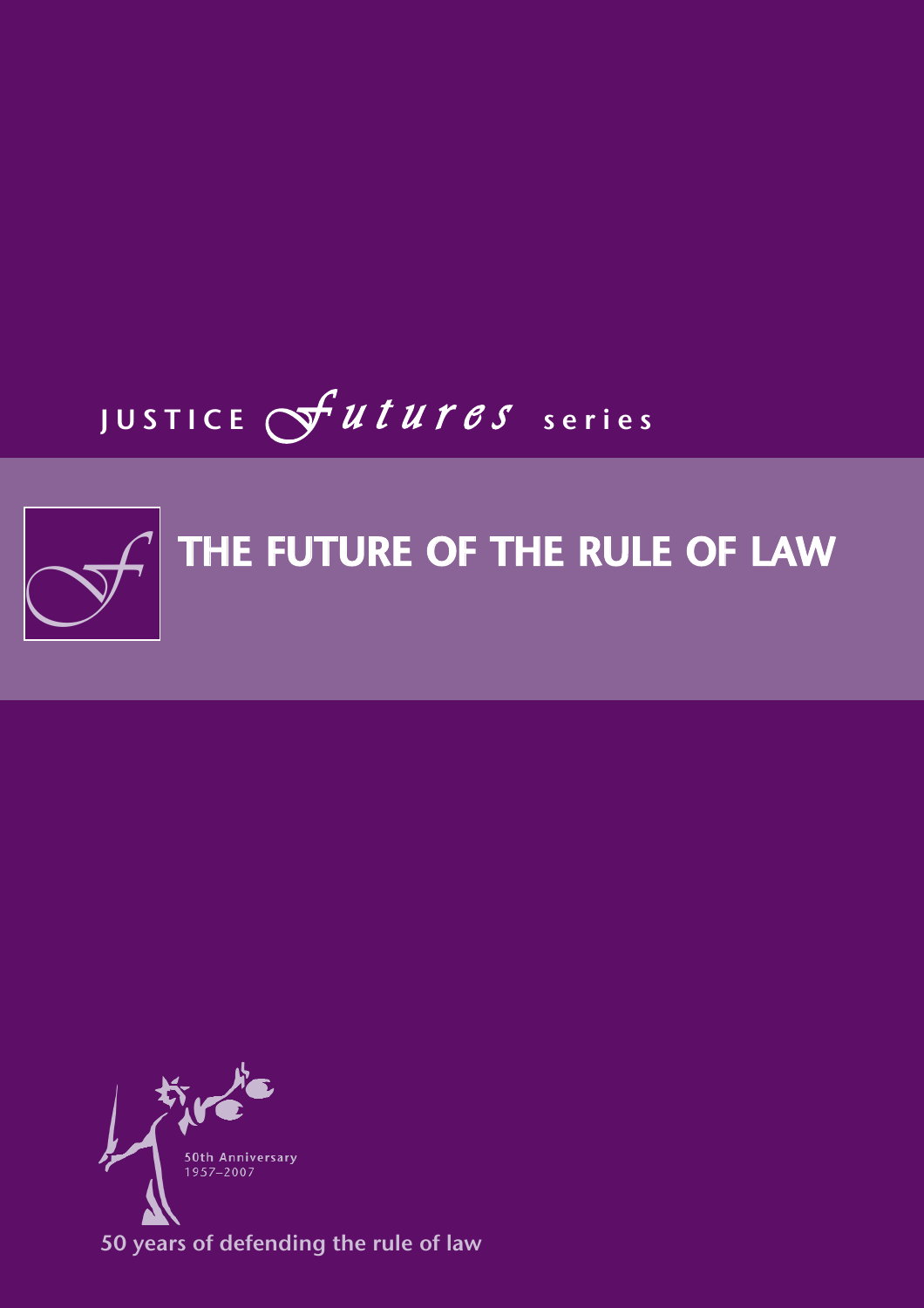JUSTICE *futures* series

# THE FUTURE OF THE RULE OF LAW

50th Anniversary
1957–2007

50 years of defending the rule of law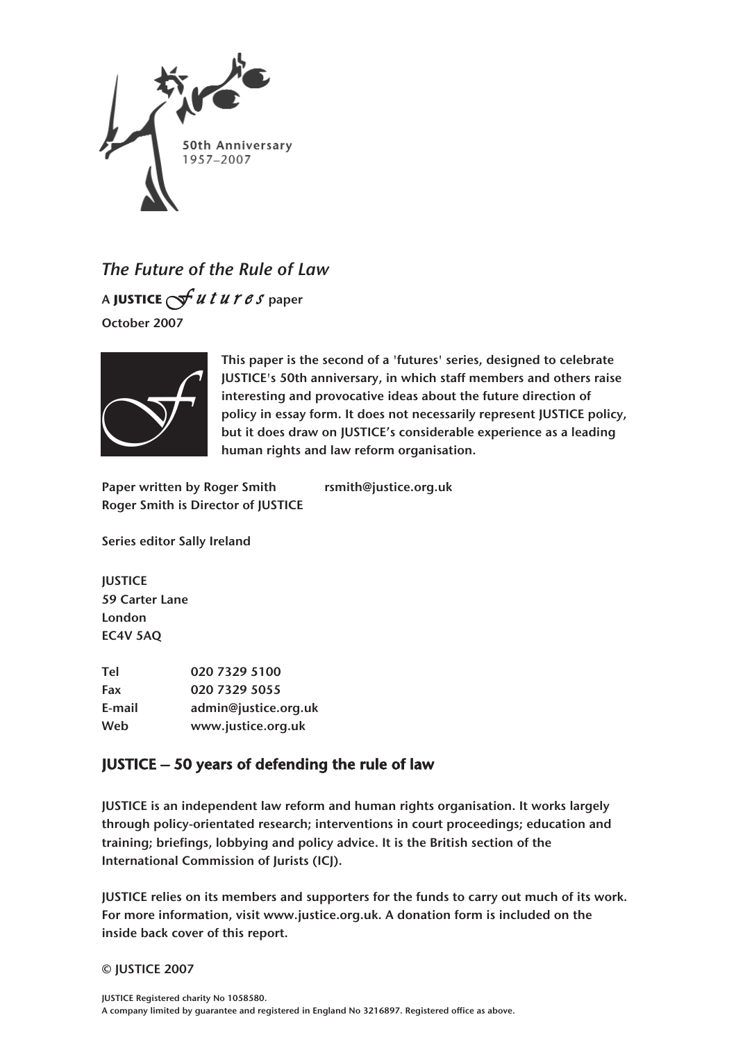50th Anniversary
1957–2007

# *The Future of the Rule of Law*

**A JUSTICE *futures* paper**

**October 2007**

**This paper is the second of a 'futures' series, designed to celebrate JUSTICE's 50th anniversary, in which staff members and others raise interesting and provocative ideas about the future direction of policy in essay form. It does not necessarily represent JUSTICE policy, but it does draw on JUSTICE's considerable experience as a leading human rights and law reform organisation.**

**Paper written by Roger Smith** rsmith@justice.org.uk
**Roger Smith is Director of JUSTICE**

**Series editor Sally Ireland**

**JUSTICE**
**59 Carter Lane**
**London**
**EC4V 5AQ**

| | |
|---|---|
| **Tel** | **020 7329 5100** |
| **Fax** | **020 7329 5055** |
| **E-mail** | **admin@justice.org.uk** |
| **Web** | **www.justice.org.uk** |

## JUSTICE – 50 years of defending the rule of law

**JUSTICE is an independent law reform and human rights organisation. It works largely through policy-orientated research; interventions in court proceedings; education and training; briefings, lobbying and policy advice. It is the British section of the International Commission of Jurists (ICJ).**

**JUSTICE relies on its members and supporters for the funds to carry out much of its work. For more information, visit www.justice.org.uk. A donation form is included on the inside back cover of this report.**

**© JUSTICE 2007**

**JUSTICE Registered charity No 1058580.**
**A company limited by guarantee and registered in England No 3216897. Registered office as above.**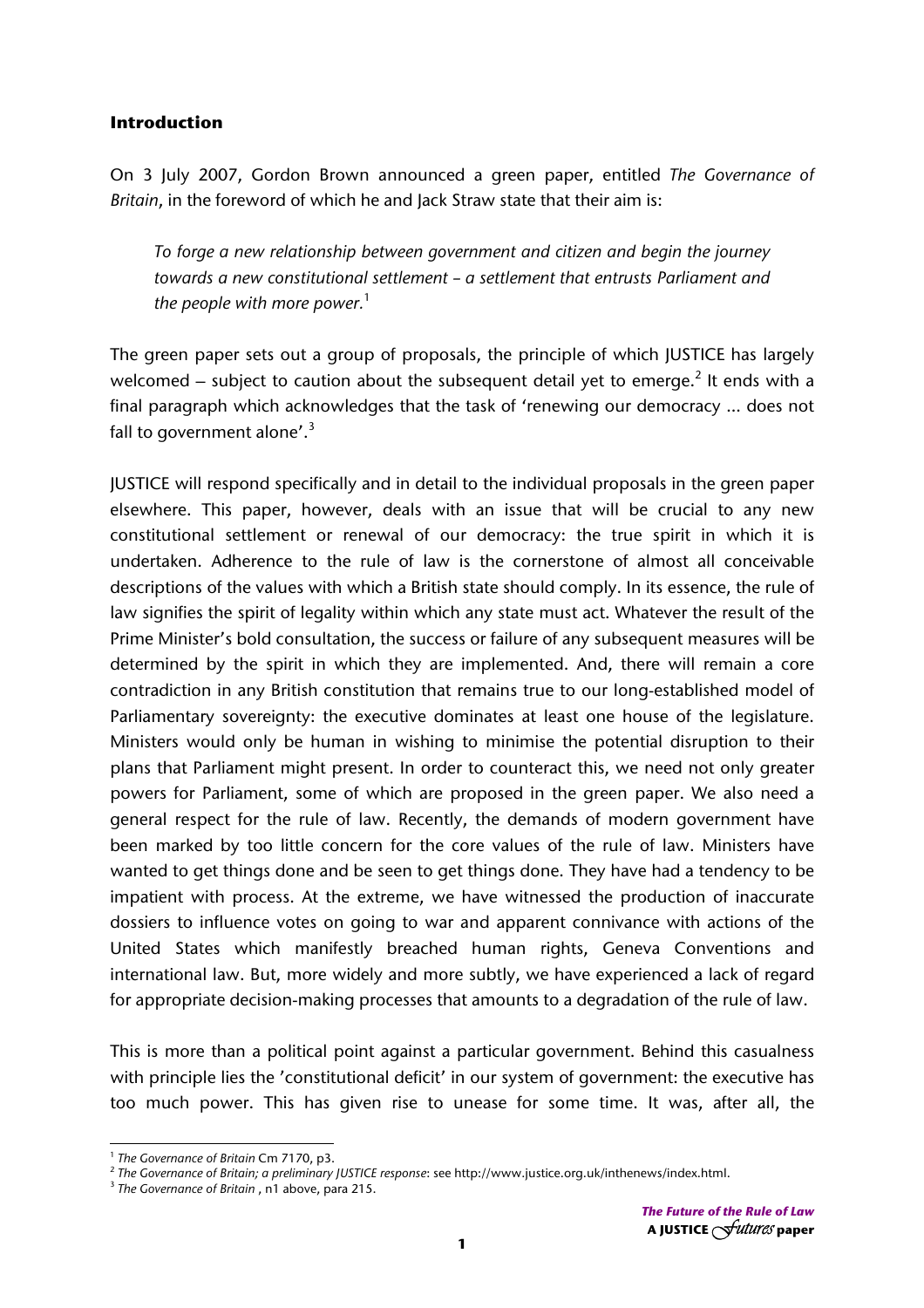## Introduction

On 3 July 2007, Gordon Brown announced a green paper, entitled *The Governance of Britain*, in the foreword of which he and Jack Straw state that their aim is:

> *To forge a new relationship between government and citizen and begin the journey towards a new constitutional settlement – a settlement that entrusts Parliament and the people with more power.*[1]

The green paper sets out a group of proposals, the principle of which JUSTICE has largely welcomed – subject to caution about the subsequent detail yet to emerge.[2] It ends with a final paragraph which acknowledges that the task of 'renewing our democracy ... does not fall to government alone'.[3]

JUSTICE will respond specifically and in detail to the individual proposals in the green paper elsewhere. This paper, however, deals with an issue that will be crucial to any new constitutional settlement or renewal of our democracy: the true spirit in which it is undertaken. Adherence to the rule of law is the cornerstone of almost all conceivable descriptions of the values with which a British state should comply. In its essence, the rule of law signifies the spirit of legality within which any state must act. Whatever the result of the Prime Minister's bold consultation, the success or failure of any subsequent measures will be determined by the spirit in which they are implemented. And, there will remain a core contradiction in any British constitution that remains true to our long-established model of Parliamentary sovereignty: the executive dominates at least one house of the legislature. Ministers would only be human in wishing to minimise the potential disruption to their plans that Parliament might present. In order to counteract this, we need not only greater powers for Parliament, some of which are proposed in the green paper. We also need a general respect for the rule of law. Recently, the demands of modern government have been marked by too little concern for the core values of the rule of law. Ministers have wanted to get things done and be seen to get things done. They have had a tendency to be impatient with process. At the extreme, we have witnessed the production of inaccurate dossiers to influence votes on going to war and apparent connivance with actions of the United States which manifestly breached human rights, Geneva Conventions and international law. But, more widely and more subtly, we have experienced a lack of regard for appropriate decision-making processes that amounts to a degradation of the rule of law.

This is more than a political point against a particular government. Behind this casualness with principle lies the 'constitutional deficit' in our system of government: the executive has too much power. This has given rise to unease for some time. It was, after all, the

---

[1] *The Governance of Britain* Cm 7170, p3.

[2] *The Governance of Britain; a preliminary JUSTICE response*: see http://www.justice.org.uk/inthenews/index.html.

[3] *The Governance of Britain* , n1 above, para 215.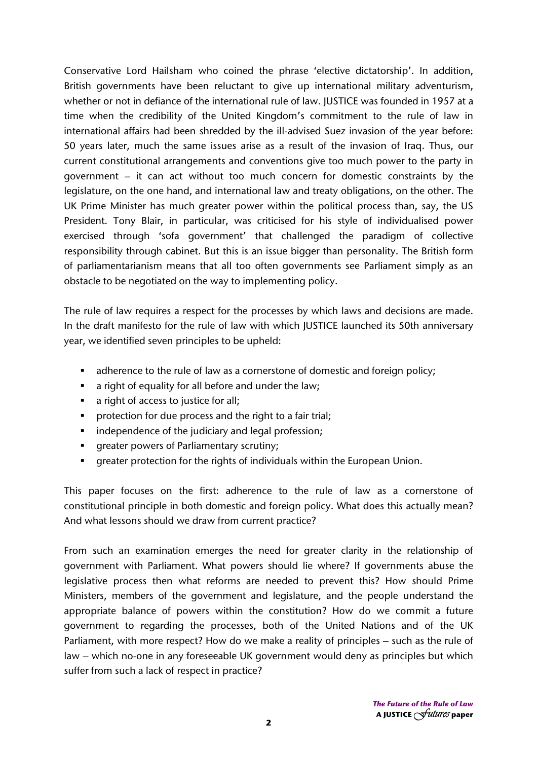Conservative Lord Hailsham who coined the phrase 'elective dictatorship'. In addition, British governments have been reluctant to give up international military adventurism, whether or not in defiance of the international rule of law. JUSTICE was founded in 1957 at a time when the credibility of the United Kingdom's commitment to the rule of law in international affairs had been shredded by the ill-advised Suez invasion of the year before: 50 years later, much the same issues arise as a result of the invasion of Iraq. Thus, our current constitutional arrangements and conventions give too much power to the party in government – it can act without too much concern for domestic constraints by the legislature, on the one hand, and international law and treaty obligations, on the other. The UK Prime Minister has much greater power within the political process than, say, the US President. Tony Blair, in particular, was criticised for his style of individualised power exercised through 'sofa government' that challenged the paradigm of collective responsibility through cabinet. But this is an issue bigger than personality. The British form of parliamentarianism means that all too often governments see Parliament simply as an obstacle to be negotiated on the way to implementing policy.

The rule of law requires a respect for the processes by which laws and decisions are made. In the draft manifesto for the rule of law with which JUSTICE launched its 50th anniversary year, we identified seven principles to be upheld:

- adherence to the rule of law as a cornerstone of domestic and foreign policy;
- a right of equality for all before and under the law;
- a right of access to justice for all;
- protection for due process and the right to a fair trial;
- independence of the judiciary and legal profession;
- greater powers of Parliamentary scrutiny;
- greater protection for the rights of individuals within the European Union.

This paper focuses on the first: adherence to the rule of law as a cornerstone of constitutional principle in both domestic and foreign policy. What does this actually mean? And what lessons should we draw from current practice?

From such an examination emerges the need for greater clarity in the relationship of government with Parliament. What powers should lie where? If governments abuse the legislative process then what reforms are needed to prevent this? How should Prime Ministers, members of the government and legislature, and the people understand the appropriate balance of powers within the constitution? How do we commit a future government to regarding the processes, both of the United Nations and of the UK Parliament, with more respect? How do we make a reality of principles – such as the rule of law – which no-one in any foreseeable UK government would deny as principles but which suffer from such a lack of respect in practice?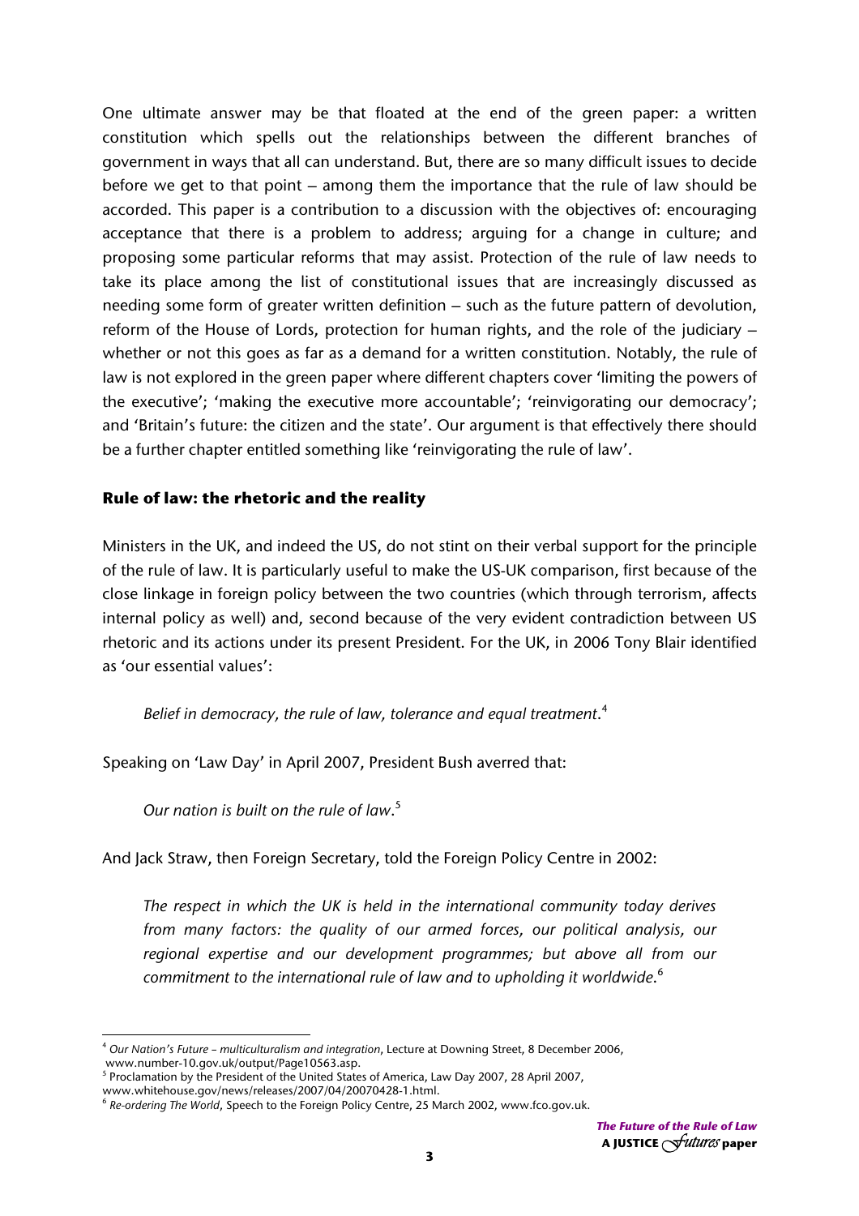One ultimate answer may be that floated at the end of the green paper: a written constitution which spells out the relationships between the different branches of government in ways that all can understand. But, there are so many difficult issues to decide before we get to that point – among them the importance that the rule of law should be accorded. This paper is a contribution to a discussion with the objectives of: encouraging acceptance that there is a problem to address; arguing for a change in culture; and proposing some particular reforms that may assist. Protection of the rule of law needs to take its place among the list of constitutional issues that are increasingly discussed as needing some form of greater written definition – such as the future pattern of devolution, reform of the House of Lords, protection for human rights, and the role of the judiciary – whether or not this goes as far as a demand for a written constitution. Notably, the rule of law is not explored in the green paper where different chapters cover 'limiting the powers of the executive'; 'making the executive more accountable'; 'reinvigorating our democracy'; and 'Britain's future: the citizen and the state'. Our argument is that effectively there should be a further chapter entitled something like 'reinvigorating the rule of law'.

## Rule of law: the rhetoric and the reality

Ministers in the UK, and indeed the US, do not stint on their verbal support for the principle of the rule of law. It is particularly useful to make the US-UK comparison, first because of the close linkage in foreign policy between the two countries (which through terrorism, affects internal policy as well) and, second because of the very evident contradiction between US rhetoric and its actions under its present President. For the UK, in 2006 Tony Blair identified as 'our essential values':

> *Belief in democracy, the rule of law, tolerance and equal treatment*.[4]

Speaking on 'Law Day' in April 2007, President Bush averred that:

> *Our nation is built on the rule of law*.[5]

And Jack Straw, then Foreign Secretary, told the Foreign Policy Centre in 2002:

> *The respect in which the UK is held in the international community today derives from many factors: the quality of our armed forces, our political analysis, our regional expertise and our development programmes; but above all from our commitment to the international rule of law and to upholding it worldwide*.[6]

---

[4] *Our Nation's Future – multiculturalism and integration*, Lecture at Downing Street, 8 December 2006, www.number-10.gov.uk/output/Page10563.asp.

[5] Proclamation by the President of the United States of America, Law Day 2007, 28 April 2007, www.whitehouse.gov/news/releases/2007/04/20070428-1.html.

[6] *Re-ordering The World*, Speech to the Foreign Policy Centre, 25 March 2002, www.fco.gov.uk.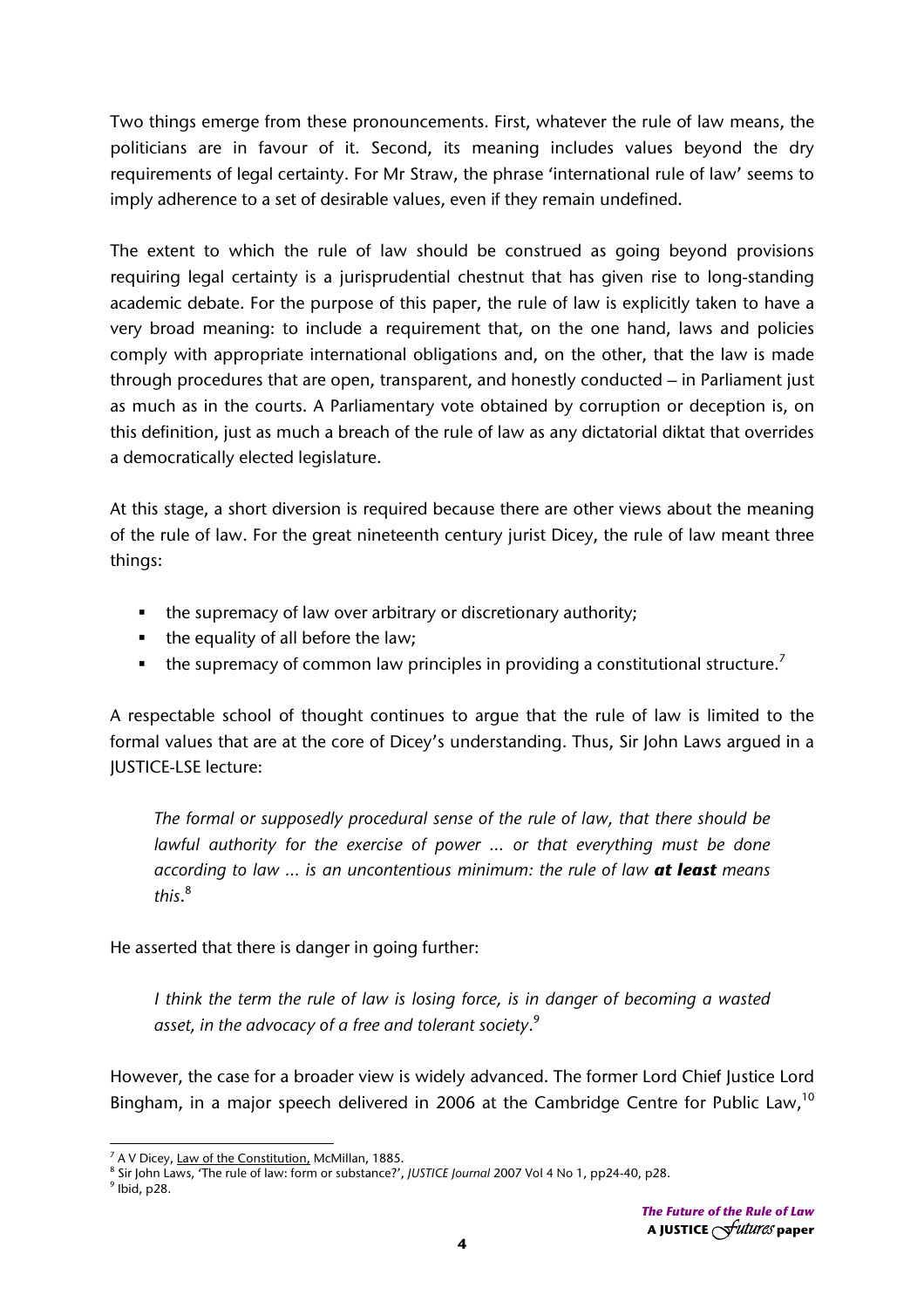Two things emerge from these pronouncements. First, whatever the rule of law means, the politicians are in favour of it. Second, its meaning includes values beyond the dry requirements of legal certainty. For Mr Straw, the phrase 'international rule of law' seems to imply adherence to a set of desirable values, even if they remain undefined.

The extent to which the rule of law should be construed as going beyond provisions requiring legal certainty is a jurisprudential chestnut that has given rise to long-standing academic debate. For the purpose of this paper, the rule of law is explicitly taken to have a very broad meaning: to include a requirement that, on the one hand, laws and policies comply with appropriate international obligations and, on the other, that the law is made through procedures that are open, transparent, and honestly conducted – in Parliament just as much as in the courts. A Parliamentary vote obtained by corruption or deception is, on this definition, just as much a breach of the rule of law as any dictatorial diktat that overrides a democratically elected legislature.

At this stage, a short diversion is required because there are other views about the meaning of the rule of law. For the great nineteenth century jurist Dicey, the rule of law meant three things:

- the supremacy of law over arbitrary or discretionary authority;
- the equality of all before the law;
- the supremacy of common law principles in providing a constitutional structure.[7]

A respectable school of thought continues to argue that the rule of law is limited to the formal values that are at the core of Dicey's understanding. Thus, Sir John Laws argued in a JUSTICE-LSE lecture:

> *The formal or supposedly procedural sense of the rule of law, that there should be lawful authority for the exercise of power ... or that everything must be done according to law ... is an uncontentious minimum: the rule of law* ***at least*** *means this*.[8]

He asserted that there is danger in going further:

> *I think the term the rule of law is losing force, is in danger of becoming a wasted asset, in the advocacy of a free and tolerant society*.[9]

However, the case for a broader view is widely advanced. The former Lord Chief Justice Lord Bingham, in a major speech delivered in 2006 at the Cambridge Centre for Public Law,[10]

---

[7] A V Dicey, Law of the Constitution, McMillan, 1885.
[8] Sir John Laws, 'The rule of law: form or substance?', *JUSTICE Journal* 2007 Vol 4 No 1, pp24-40, p28.
[9] Ibid, p28.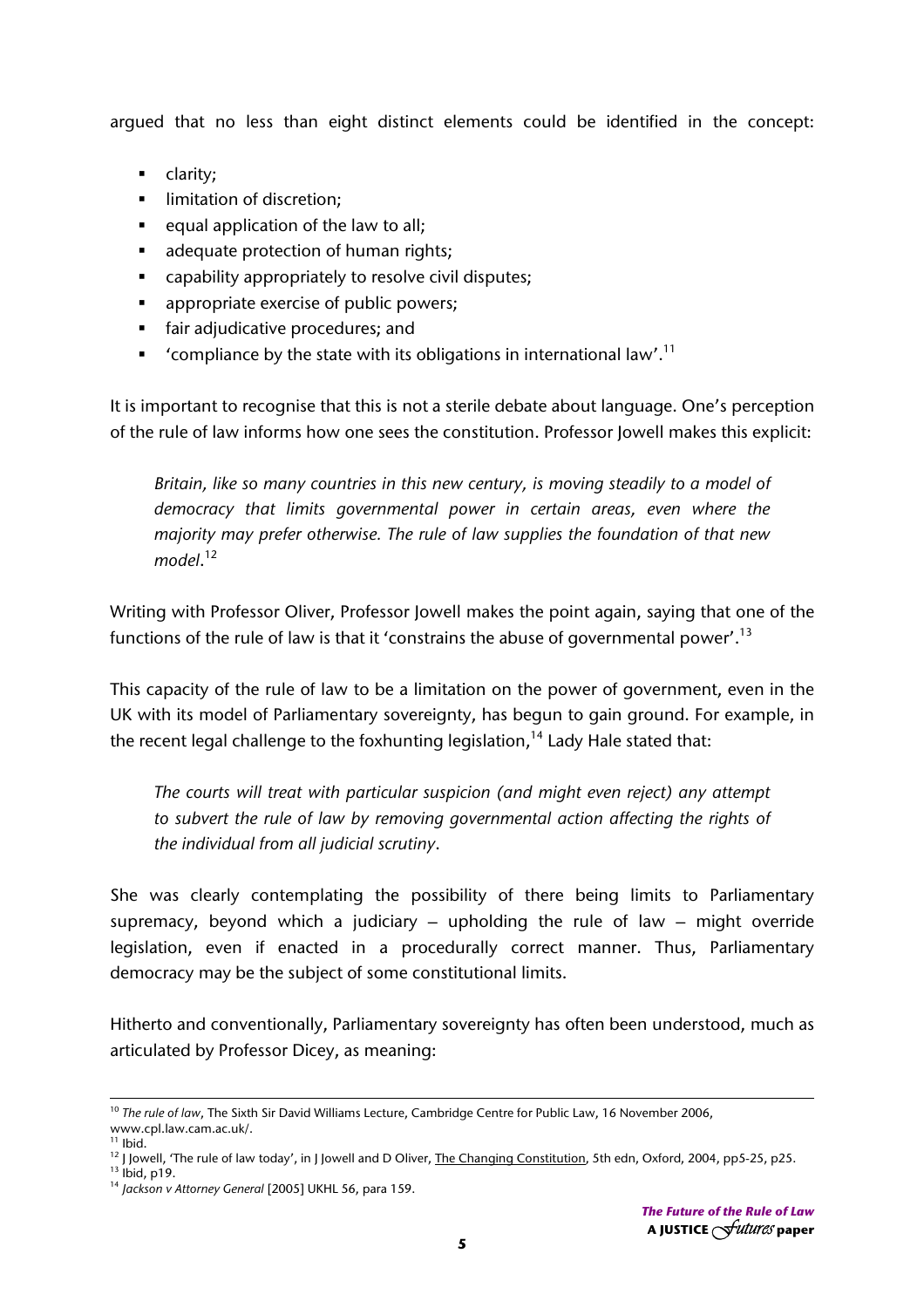argued that no less than eight distinct elements could be identified in the concept:

- clarity;
- limitation of discretion;
- equal application of the law to all;
- adequate protection of human rights;
- capability appropriately to resolve civil disputes;
- appropriate exercise of public powers;
- fair adjudicative procedures; and
- 'compliance by the state with its obligations in international law'.[11]

It is important to recognise that this is not a sterile debate about language. One's perception of the rule of law informs how one sees the constitution. Professor Jowell makes this explicit:

> *Britain, like so many countries in this new century, is moving steadily to a model of democracy that limits governmental power in certain areas, even where the majority may prefer otherwise. The rule of law supplies the foundation of that new model*.[12]

Writing with Professor Oliver, Professor Jowell makes the point again, saying that one of the functions of the rule of law is that it 'constrains the abuse of governmental power'.[13]

This capacity of the rule of law to be a limitation on the power of government, even in the UK with its model of Parliamentary sovereignty, has begun to gain ground. For example, in the recent legal challenge to the foxhunting legislation,[14] Lady Hale stated that:

> *The courts will treat with particular suspicion (and might even reject) any attempt to subvert the rule of law by removing governmental action affecting the rights of the individual from all judicial scrutiny*.

She was clearly contemplating the possibility of there being limits to Parliamentary supremacy, beyond which a judiciary – upholding the rule of law – might override legislation, even if enacted in a procedurally correct manner. Thus, Parliamentary democracy may be the subject of some constitutional limits.

Hitherto and conventionally, Parliamentary sovereignty has often been understood, much as articulated by Professor Dicey, as meaning:

---

[10] *The rule of law*, The Sixth Sir David Williams Lecture, Cambridge Centre for Public Law, 16 November 2006, www.cpl.law.cam.ac.uk/.

[11] Ibid.

[12] J Jowell, 'The rule of law today', in J Jowell and D Oliver, The Changing Constitution, 5th edn, Oxford, 2004, pp5-25, p25.

[13] Ibid, p19.

[14] *Jackson v Attorney General* [2005] UKHL 56, para 159.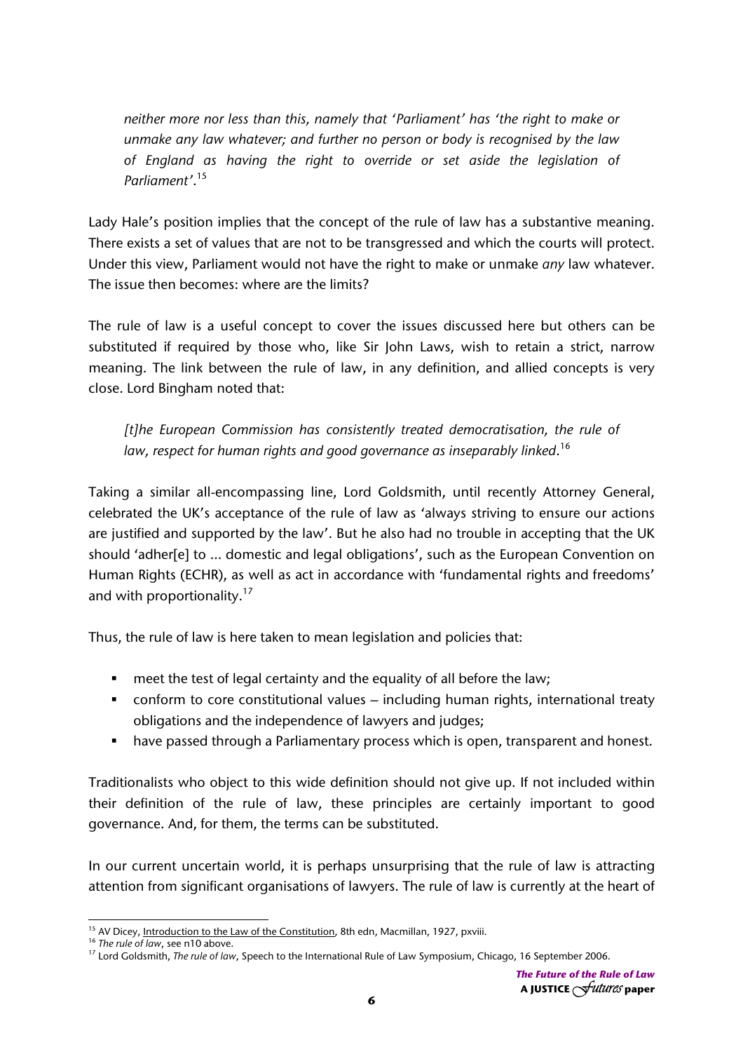*neither more nor less than this, namely that 'Parliament' has 'the right to make or unmake any law whatever; and further no person or body is recognised by the law of England as having the right to override or set aside the legislation of Parliament'.*[15]

Lady Hale's position implies that the concept of the rule of law has a substantive meaning. There exists a set of values that are not to be transgressed and which the courts will protect. Under this view, Parliament would not have the right to make or unmake *any* law whatever. The issue then becomes: where are the limits?

The rule of law is a useful concept to cover the issues discussed here but others can be substituted if required by those who, like Sir John Laws, wish to retain a strict, narrow meaning. The link between the rule of law, in any definition, and allied concepts is very close. Lord Bingham noted that:

*[t]he European Commission has consistently treated democratisation, the rule of law, respect for human rights and good governance as inseparably linked*.[16]

Taking a similar all-encompassing line, Lord Goldsmith, until recently Attorney General, celebrated the UK's acceptance of the rule of law as 'always striving to ensure our actions are justified and supported by the law'. But he also had no trouble in accepting that the UK should 'adher[e] to ... domestic and legal obligations', such as the European Convention on Human Rights (ECHR), as well as act in accordance with 'fundamental rights and freedoms' and with proportionality.[17]

Thus, the rule of law is here taken to mean legislation and policies that:

- meet the test of legal certainty and the equality of all before the law;
- conform to core constitutional values – including human rights, international treaty obligations and the independence of lawyers and judges;
- have passed through a Parliamentary process which is open, transparent and honest.

Traditionalists who object to this wide definition should not give up. If not included within their definition of the rule of law, these principles are certainly important to good governance. And, for them, the terms can be substituted.

In our current uncertain world, it is perhaps unsurprising that the rule of law is attracting attention from significant organisations of lawyers. The rule of law is currently at the heart of

---

[15] AV Dicey, Introduction to the Law of the Constitution, 8th edn, Macmillan, 1927, pxviii.

[16] *The rule of law*, see n10 above.

[17] Lord Goldsmith, *The rule of law*, Speech to the International Rule of Law Symposium, Chicago, 16 September 2006.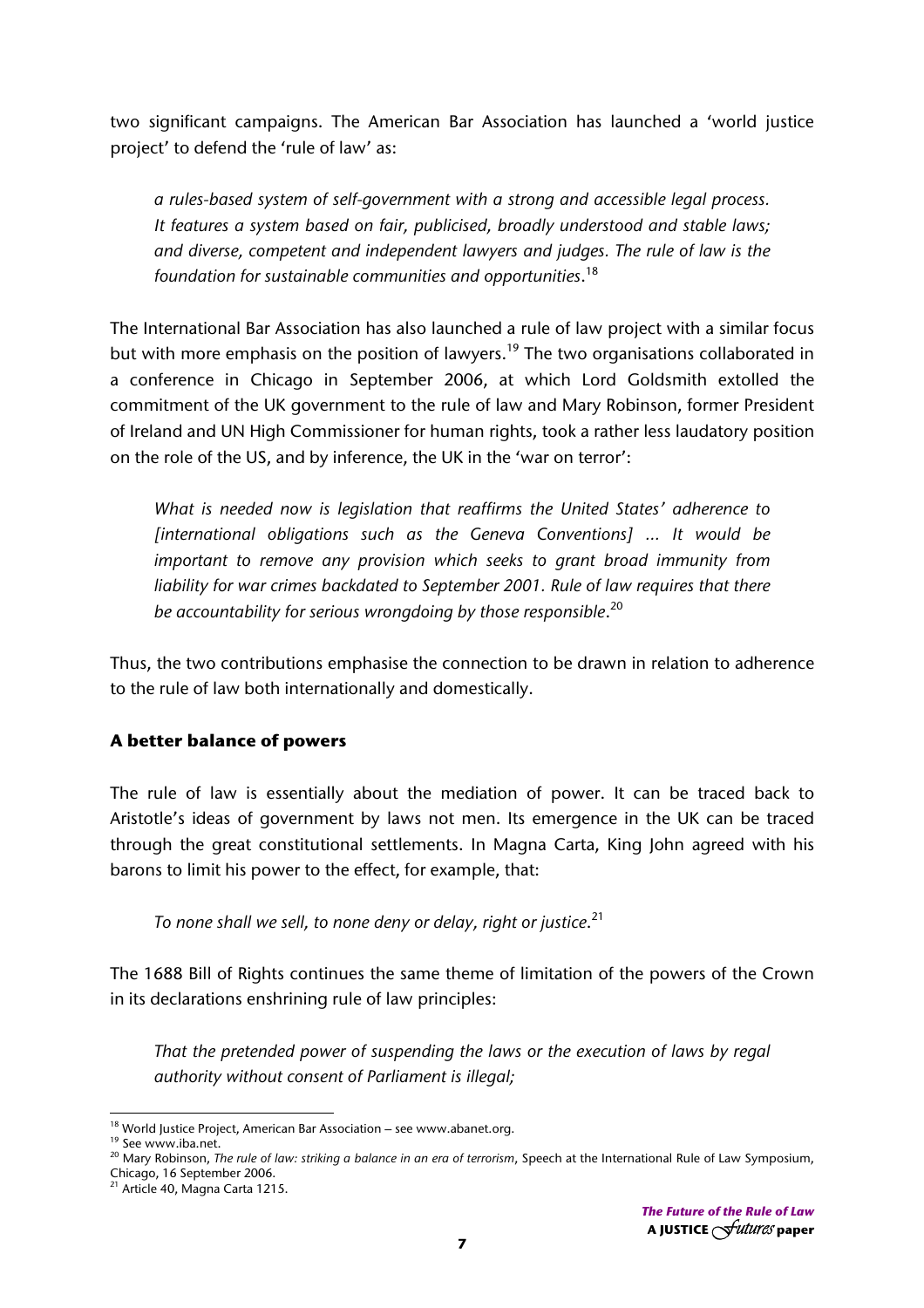two significant campaigns. The American Bar Association has launched a 'world justice project' to defend the 'rule of law' as:

> *a rules-based system of self-government with a strong and accessible legal process. It features a system based on fair, publicised, broadly understood and stable laws; and diverse, competent and independent lawyers and judges. The rule of law is the foundation for sustainable communities and opportunities*.[18]

The International Bar Association has also launched a rule of law project with a similar focus but with more emphasis on the position of lawyers.[19] The two organisations collaborated in a conference in Chicago in September 2006, at which Lord Goldsmith extolled the commitment of the UK government to the rule of law and Mary Robinson, former President of Ireland and UN High Commissioner for human rights, took a rather less laudatory position on the role of the US, and by inference, the UK in the 'war on terror':

> *What is needed now is legislation that reaffirms the United States' adherence to [international obligations such as the Geneva Conventions] … It would be important to remove any provision which seeks to grant broad immunity from liability for war crimes backdated to September 2001. Rule of law requires that there be accountability for serious wrongdoing by those responsible*.[20]

Thus, the two contributions emphasise the connection to be drawn in relation to adherence to the rule of law both internationally and domestically.

**A better balance of powers**

The rule of law is essentially about the mediation of power. It can be traced back to Aristotle's ideas of government by laws not men. Its emergence in the UK can be traced through the great constitutional settlements. In Magna Carta, King John agreed with his barons to limit his power to the effect, for example, that:

> *To none shall we sell, to none deny or delay, right or justice*.[21]

The 1688 Bill of Rights continues the same theme of limitation of the powers of the Crown in its declarations enshrining rule of law principles:

> *That the pretended power of suspending the laws or the execution of laws by regal authority without consent of Parliament is illegal;*

---

[18] World Justice Project, American Bar Association – see www.abanet.org.

[19] See www.iba.net.

[20] Mary Robinson, *The rule of law: striking a balance in an era of terrorism*, Speech at the International Rule of Law Symposium, Chicago, 16 September 2006.

[21] Article 40, Magna Carta 1215.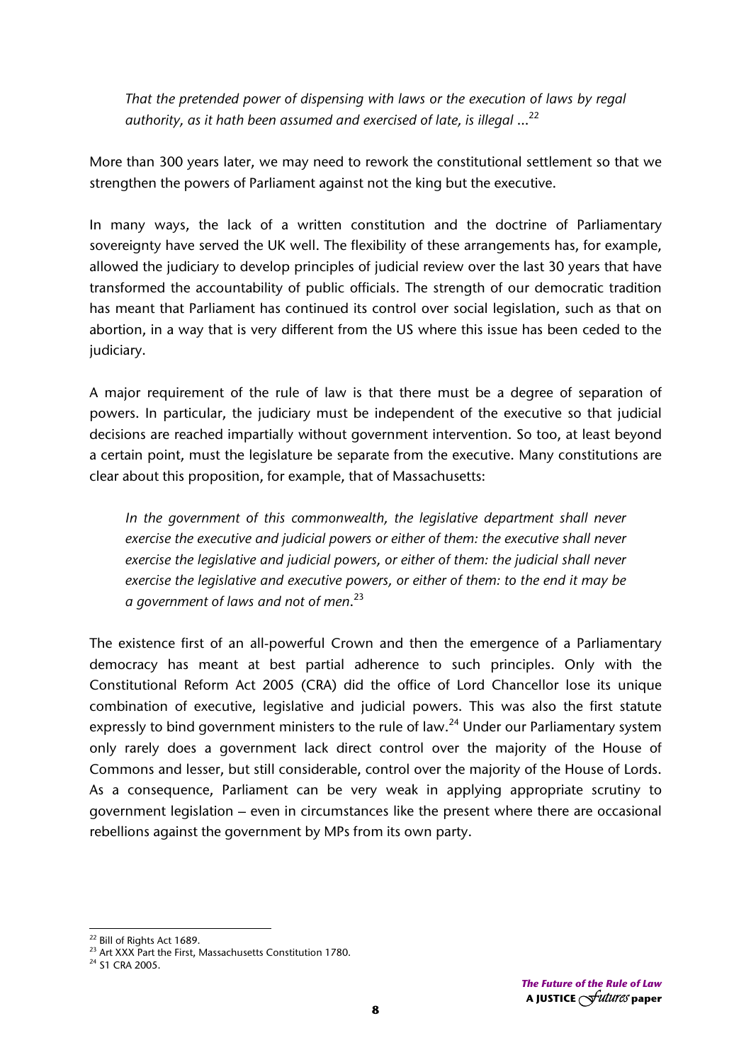*That the pretended power of dispensing with laws or the execution of laws by regal authority, as it hath been assumed and exercised of late, is illegal ...*[22]

More than 300 years later, we may need to rework the constitutional settlement so that we strengthen the powers of Parliament against not the king but the executive.

In many ways, the lack of a written constitution and the doctrine of Parliamentary sovereignty have served the UK well. The flexibility of these arrangements has, for example, allowed the judiciary to develop principles of judicial review over the last 30 years that have transformed the accountability of public officials. The strength of our democratic tradition has meant that Parliament has continued its control over social legislation, such as that on abortion, in a way that is very different from the US where this issue has been ceded to the judiciary.

A major requirement of the rule of law is that there must be a degree of separation of powers. In particular, the judiciary must be independent of the executive so that judicial decisions are reached impartially without government intervention. So too, at least beyond a certain point, must the legislature be separate from the executive. Many constitutions are clear about this proposition, for example, that of Massachusetts:

*In the government of this commonwealth, the legislative department shall never exercise the executive and judicial powers or either of them: the executive shall never exercise the legislative and judicial powers, or either of them: the judicial shall never exercise the legislative and executive powers, or either of them: to the end it may be a government of laws and not of men.*[23]

The existence first of an all-powerful Crown and then the emergence of a Parliamentary democracy has meant at best partial adherence to such principles. Only with the Constitutional Reform Act 2005 (CRA) did the office of Lord Chancellor lose its unique combination of executive, legislative and judicial powers. This was also the first statute expressly to bind government ministers to the rule of law.[24] Under our Parliamentary system only rarely does a government lack direct control over the majority of the House of Commons and lesser, but still considerable, control over the majority of the House of Lords. As a consequence, Parliament can be very weak in applying appropriate scrutiny to government legislation – even in circumstances like the present where there are occasional rebellions against the government by MPs from its own party.

---

[22] Bill of Rights Act 1689.

[23] Art XXX Part the First, Massachusetts Constitution 1780.

[24] S1 CRA 2005.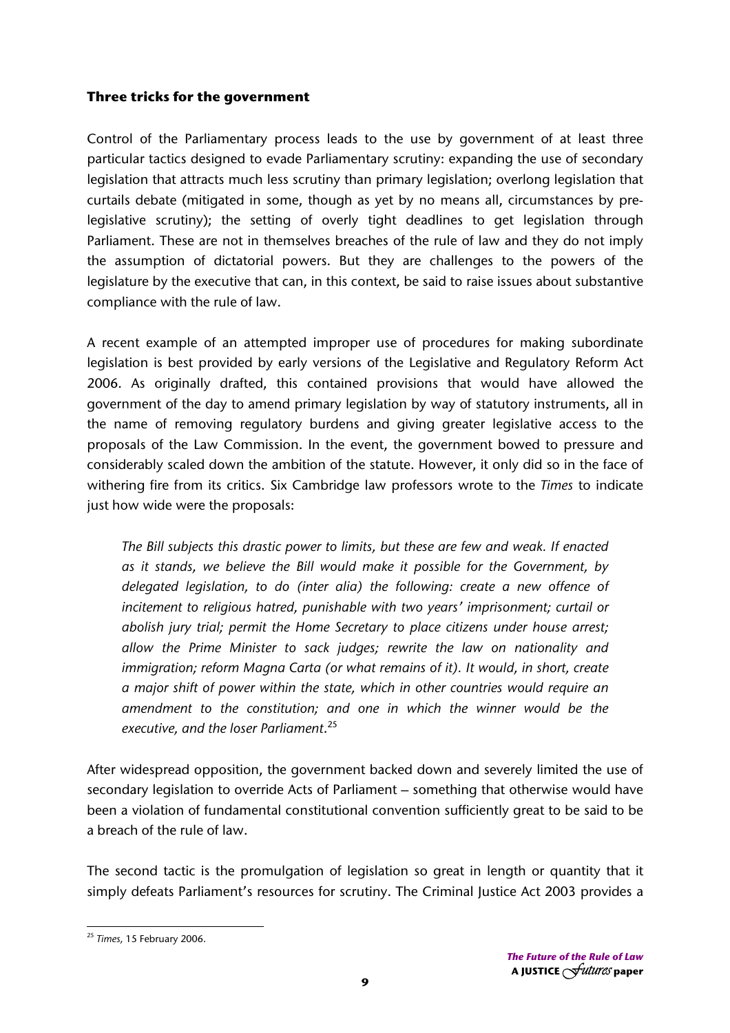### Three tricks for the government

Control of the Parliamentary process leads to the use by government of at least three particular tactics designed to evade Parliamentary scrutiny: expanding the use of secondary legislation that attracts much less scrutiny than primary legislation; overlong legislation that curtails debate (mitigated in some, though as yet by no means all, circumstances by pre-legislative scrutiny); the setting of overly tight deadlines to get legislation through Parliament. These are not in themselves breaches of the rule of law and they do not imply the assumption of dictatorial powers. But they are challenges to the powers of the legislature by the executive that can, in this context, be said to raise issues about substantive compliance with the rule of law.

A recent example of an attempted improper use of procedures for making subordinate legislation is best provided by early versions of the Legislative and Regulatory Reform Act 2006. As originally drafted, this contained provisions that would have allowed the government of the day to amend primary legislation by way of statutory instruments, all in the name of removing regulatory burdens and giving greater legislative access to the proposals of the Law Commission. In the event, the government bowed to pressure and considerably scaled down the ambition of the statute. However, it only did so in the face of withering fire from its critics. Six Cambridge law professors wrote to the *Times* to indicate just how wide were the proposals:

> *The Bill subjects this drastic power to limits, but these are few and weak. If enacted as it stands, we believe the Bill would make it possible for the Government, by delegated legislation, to do (inter alia) the following: create a new offence of incitement to religious hatred, punishable with two years' imprisonment; curtail or abolish jury trial; permit the Home Secretary to place citizens under house arrest; allow the Prime Minister to sack judges; rewrite the law on nationality and immigration; reform Magna Carta (or what remains of it). It would, in short, create a major shift of power within the state, which in other countries would require an amendment to the constitution; and one in which the winner would be the executive, and the loser Parliament.*[25]

After widespread opposition, the government backed down and severely limited the use of secondary legislation to override Acts of Parliament – something that otherwise would have been a violation of fundamental constitutional convention sufficiently great to be said to be a breach of the rule of law.

The second tactic is the promulgation of legislation so great in length or quantity that it simply defeats Parliament's resources for scrutiny. The Criminal Justice Act 2003 provides a

---

[25] *Times*, 15 February 2006.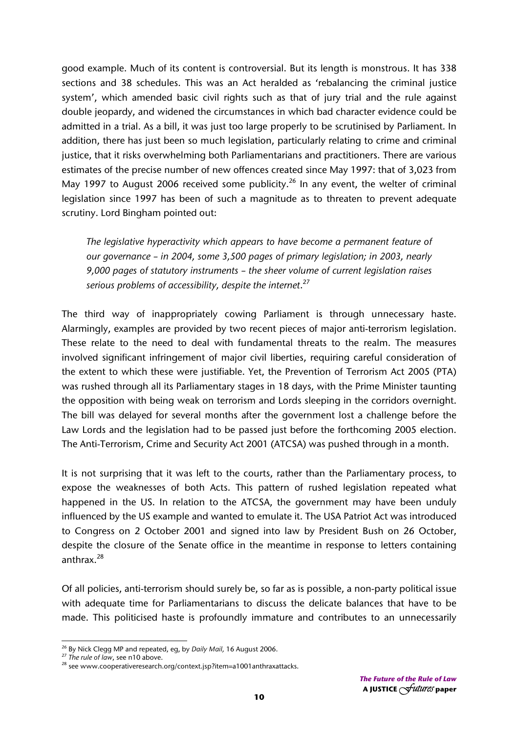good example. Much of its content is controversial. But its length is monstrous. It has 338 sections and 38 schedules. This was an Act heralded as 'rebalancing the criminal justice system', which amended basic civil rights such as that of jury trial and the rule against double jeopardy, and widened the circumstances in which bad character evidence could be admitted in a trial. As a bill, it was just too large properly to be scrutinised by Parliament. In addition, there has just been so much legislation, particularly relating to crime and criminal justice, that it risks overwhelming both Parliamentarians and practitioners. There are various estimates of the precise number of new offences created since May 1997: that of 3,023 from May 1997 to August 2006 received some publicity.[26] In any event, the welter of criminal legislation since 1997 has been of such a magnitude as to threaten to prevent adequate scrutiny. Lord Bingham pointed out:

> *The legislative hyperactivity which appears to have become a permanent feature of our governance – in 2004, some 3,500 pages of primary legislation; in 2003, nearly 9,000 pages of statutory instruments – the sheer volume of current legislation raises serious problems of accessibility, despite the internet*.[27]

The third way of inappropriately cowing Parliament is through unnecessary haste. Alarmingly, examples are provided by two recent pieces of major anti-terrorism legislation. These relate to the need to deal with fundamental threats to the realm. The measures involved significant infringement of major civil liberties, requiring careful consideration of the extent to which these were justifiable. Yet, the Prevention of Terrorism Act 2005 (PTA) was rushed through all its Parliamentary stages in 18 days, with the Prime Minister taunting the opposition with being weak on terrorism and Lords sleeping in the corridors overnight. The bill was delayed for several months after the government lost a challenge before the Law Lords and the legislation had to be passed just before the forthcoming 2005 election. The Anti-Terrorism, Crime and Security Act 2001 (ATCSA) was pushed through in a month.

It is not surprising that it was left to the courts, rather than the Parliamentary process, to expose the weaknesses of both Acts. This pattern of rushed legislation repeated what happened in the US. In relation to the ATCSA, the government may have been unduly influenced by the US example and wanted to emulate it. The USA Patriot Act was introduced to Congress on 2 October 2001 and signed into law by President Bush on 26 October, despite the closure of the Senate office in the meantime in response to letters containing anthrax.[28]

Of all policies, anti-terrorism should surely be, so far as is possible, a non-party political issue with adequate time for Parliamentarians to discuss the delicate balances that have to be made. This politicised haste is profoundly immature and contributes to an unnecessarily

---

[26] By Nick Clegg MP and repeated, eg, by *Daily Mail*, 16 August 2006.

[27] *The rule of law*, see n10 above.

[28] see www.cooperativeresearch.org/context.jsp?item=a1001anthraxattacks.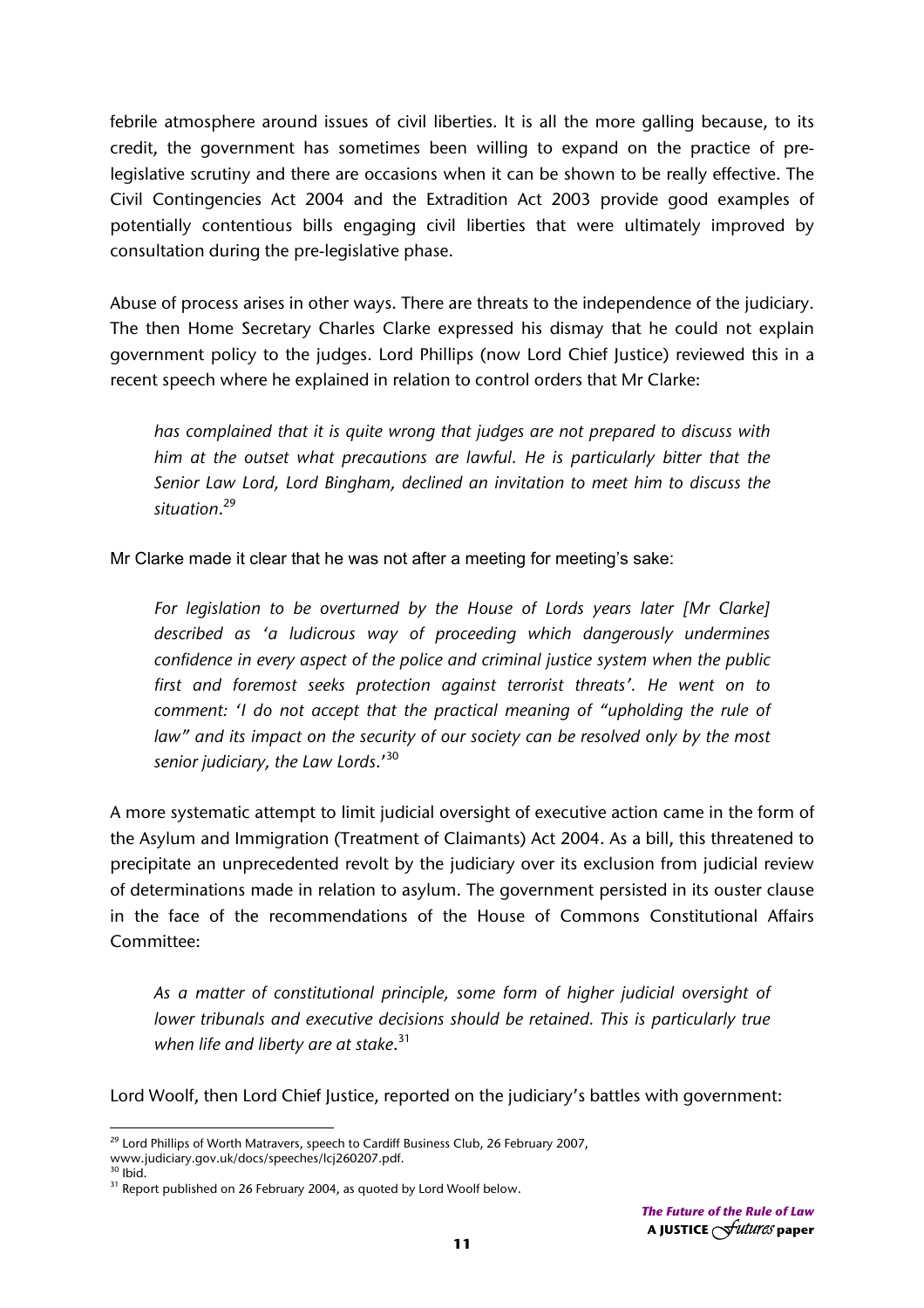febrile atmosphere around issues of civil liberties. It is all the more galling because, to its credit, the government has sometimes been willing to expand on the practice of pre-legislative scrutiny and there are occasions when it can be shown to be really effective. The Civil Contingencies Act 2004 and the Extradition Act 2003 provide good examples of potentially contentious bills engaging civil liberties that were ultimately improved by consultation during the pre-legislative phase.

Abuse of process arises in other ways. There are threats to the independence of the judiciary. The then Home Secretary Charles Clarke expressed his dismay that he could not explain government policy to the judges. Lord Phillips (now Lord Chief Justice) reviewed this in a recent speech where he explained in relation to control orders that Mr Clarke:

> *has complained that it is quite wrong that judges are not prepared to discuss with him at the outset what precautions are lawful. He is particularly bitter that the Senior Law Lord, Lord Bingham, declined an invitation to meet him to discuss the situation*.[29]

Mr Clarke made it clear that he was not after a meeting for meeting's sake:

> *For legislation to be overturned by the House of Lords years later [Mr Clarke] described as 'a ludicrous way of proceeding which dangerously undermines confidence in every aspect of the police and criminal justice system when the public first and foremost seeks protection against terrorist threats'. He went on to comment: 'I do not accept that the practical meaning of "upholding the rule of law" and its impact on the security of our society can be resolved only by the most senior judiciary, the Law Lords.'*[30]

A more systematic attempt to limit judicial oversight of executive action came in the form of the Asylum and Immigration (Treatment of Claimants) Act 2004. As a bill, this threatened to precipitate an unprecedented revolt by the judiciary over its exclusion from judicial review of determinations made in relation to asylum. The government persisted in its ouster clause in the face of the recommendations of the House of Commons Constitutional Affairs Committee:

> *As a matter of constitutional principle, some form of higher judicial oversight of lower tribunals and executive decisions should be retained. This is particularly true when life and liberty are at stake*.[31]

Lord Woolf, then Lord Chief Justice, reported on the judiciary's battles with government:

---

[29] Lord Phillips of Worth Matravers, speech to Cardiff Business Club, 26 February 2007, www.judiciary.gov.uk/docs/speeches/lcj260207.pdf.

[30] Ibid.

[31] Report published on 26 February 2004, as quoted by Lord Woolf below.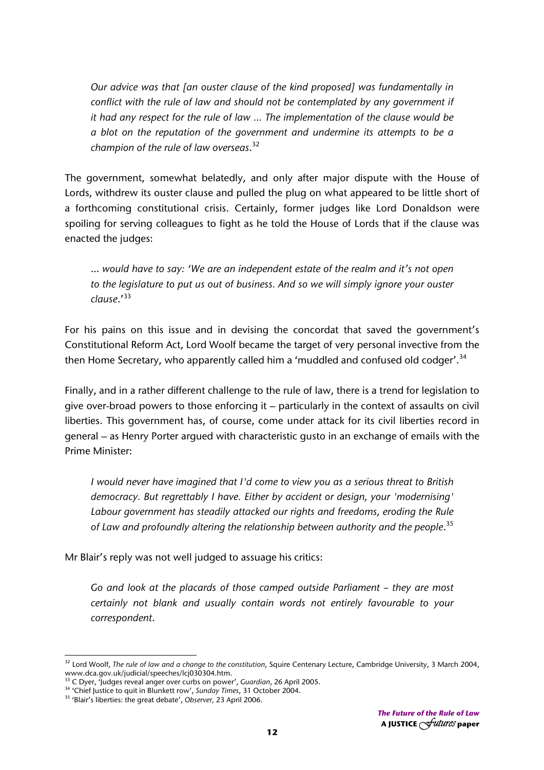*Our advice was that [an ouster clause of the kind proposed] was fundamentally in conflict with the rule of law and should not be contemplated by any government if it had any respect for the rule of law ... The implementation of the clause would be a blot on the reputation of the government and undermine its attempts to be a champion of the rule of law overseas*.[32]

The government, somewhat belatedly, and only after major dispute with the House of Lords, withdrew its ouster clause and pulled the plug on what appeared to be little short of a forthcoming constitutional crisis. Certainly, former judges like Lord Donaldson were spoiling for serving colleagues to fight as he told the House of Lords that if the clause was enacted the judges:

*... would have to say: 'We are an independent estate of the realm and it's not open to the legislature to put us out of business. And so we will simply ignore your ouster clause*.'[33]

For his pains on this issue and in devising the concordat that saved the government's Constitutional Reform Act, Lord Woolf became the target of very personal invective from the then Home Secretary, who apparently called him a 'muddled and confused old codger'.[34]

Finally, and in a rather different challenge to the rule of law, there is a trend for legislation to give over-broad powers to those enforcing it – particularly in the context of assaults on civil liberties. This government has, of course, come under attack for its civil liberties record in general – as Henry Porter argued with characteristic gusto in an exchange of emails with the Prime Minister:

*I would never have imagined that I'd come to view you as a serious threat to British democracy. But regrettably I have. Either by accident or design, your 'modernising' Labour government has steadily attacked our rights and freedoms, eroding the Rule of Law and profoundly altering the relationship between authority and the people*.[35]

Mr Blair's reply was not well judged to assuage his critics:

*Go and look at the placards of those camped outside Parliament – they are most certainly not blank and usually contain words not entirely favourable to your correspondent*.

---

[32] Lord Woolf, *The rule of law and a change to the constitution*, Squire Centenary Lecture, Cambridge University, 3 March 2004, www.dca.gov.uk/judicial/speeches/lcj030304.htm.

[33] C Dyer, 'Judges reveal anger over curbs on power', *Guardian*, 26 April 2005.

[34] 'Chief Justice to quit in Blunkett row', *Sunday Times*, 31 October 2004.

[35] 'Blair's liberties: the great debate', *Observer*, 23 April 2006.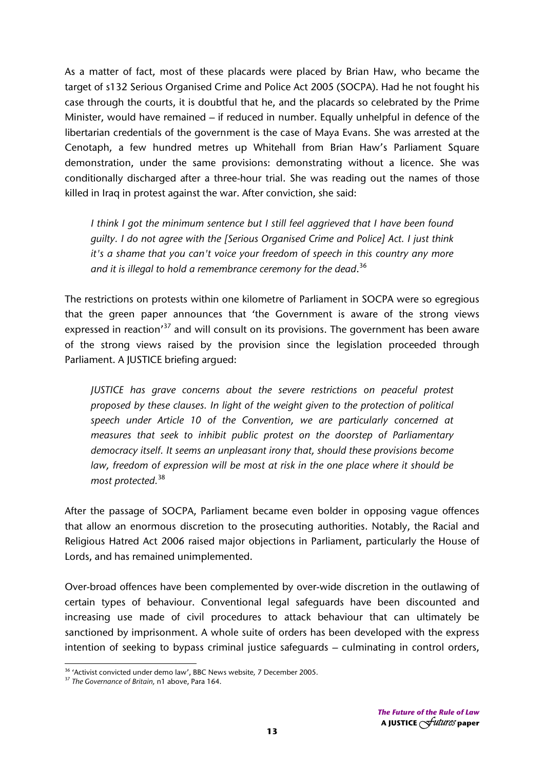As a matter of fact, most of these placards were placed by Brian Haw, who became the target of s132 Serious Organised Crime and Police Act 2005 (SOCPA). Had he not fought his case through the courts, it is doubtful that he, and the placards so celebrated by the Prime Minister, would have remained – if reduced in number. Equally unhelpful in defence of the libertarian credentials of the government is the case of Maya Evans. She was arrested at the Cenotaph, a few hundred metres up Whitehall from Brian Haw's Parliament Square demonstration, under the same provisions: demonstrating without a licence. She was conditionally discharged after a three-hour trial. She was reading out the names of those killed in Iraq in protest against the war. After conviction, she said:

> *I think I got the minimum sentence but I still feel aggrieved that I have been found guilty. I do not agree with the [Serious Organised Crime and Police] Act. I just think it's a shame that you can't voice your freedom of speech in this country any more and it is illegal to hold a remembrance ceremony for the dead*.[36]

The restrictions on protests within one kilometre of Parliament in SOCPA were so egregious that the green paper announces that 'the Government is aware of the strong views expressed in reaction'[37] and will consult on its provisions. The government has been aware of the strong views raised by the provision since the legislation proceeded through Parliament. A JUSTICE briefing argued:

> *JUSTICE has grave concerns about the severe restrictions on peaceful protest proposed by these clauses. In light of the weight given to the protection of political speech under Article 10 of the Convention, we are particularly concerned at measures that seek to inhibit public protest on the doorstep of Parliamentary democracy itself. It seems an unpleasant irony that, should these provisions become law, freedom of expression will be most at risk in the one place where it should be most protected.*[38]

After the passage of SOCPA, Parliament became even bolder in opposing vague offences that allow an enormous discretion to the prosecuting authorities. Notably, the Racial and Religious Hatred Act 2006 raised major objections in Parliament, particularly the House of Lords, and has remained unimplemented.

Over-broad offences have been complemented by over-wide discretion in the outlawing of certain types of behaviour. Conventional legal safeguards have been discounted and increasing use made of civil procedures to attack behaviour that can ultimately be sanctioned by imprisonment. A whole suite of orders has been developed with the express intention of seeking to bypass criminal justice safeguards – culminating in control orders,

---

[36] 'Activist convicted under demo law', BBC News website, 7 December 2005.

[37] *The Governance of Britain*, n1 above, Para 164.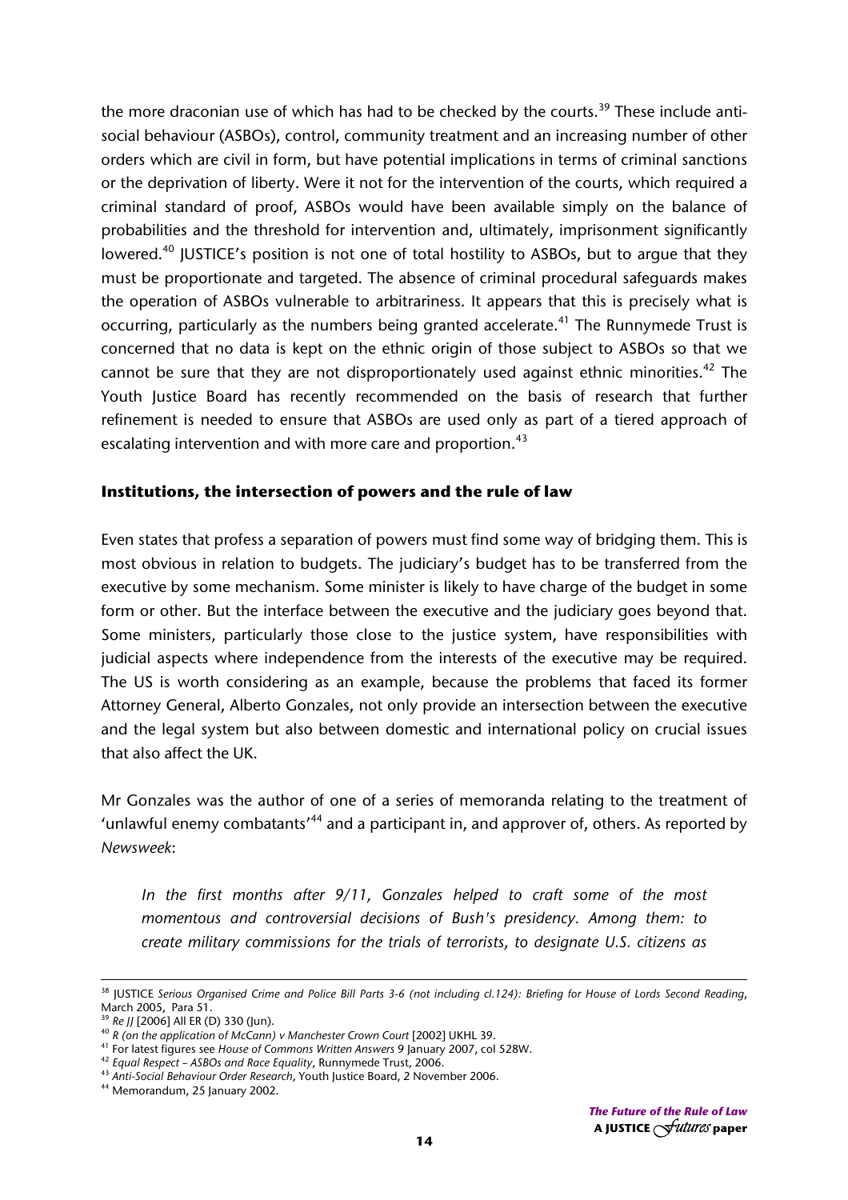the more draconian use of which has had to be checked by the courts.[39] These include anti-social behaviour (ASBOs), control, community treatment and an increasing number of other orders which are civil in form, but have potential implications in terms of criminal sanctions or the deprivation of liberty. Were it not for the intervention of the courts, which required a criminal standard of proof, ASBOs would have been available simply on the balance of probabilities and the threshold for intervention and, ultimately, imprisonment significantly lowered.[40] JUSTICE's position is not one of total hostility to ASBOs, but to argue that they must be proportionate and targeted. The absence of criminal procedural safeguards makes the operation of ASBOs vulnerable to arbitrariness. It appears that this is precisely what is occurring, particularly as the numbers being granted accelerate.[41] The Runnymede Trust is concerned that no data is kept on the ethnic origin of those subject to ASBOs so that we cannot be sure that they are not disproportionately used against ethnic minorities.[42] The Youth Justice Board has recently recommended on the basis of research that further refinement is needed to ensure that ASBOs are used only as part of a tiered approach of escalating intervention and with more care and proportion.[43]

### Institutions, the intersection of powers and the rule of law

Even states that profess a separation of powers must find some way of bridging them. This is most obvious in relation to budgets. The judiciary's budget has to be transferred from the executive by some mechanism. Some minister is likely to have charge of the budget in some form or other. But the interface between the executive and the judiciary goes beyond that. Some ministers, particularly those close to the justice system, have responsibilities with judicial aspects where independence from the interests of the executive may be required. The US is worth considering as an example, because the problems that faced its former Attorney General, Alberto Gonzales, not only provide an intersection between the executive and the legal system but also between domestic and international policy on crucial issues that also affect the UK.

Mr Gonzales was the author of one of a series of memoranda relating to the treatment of 'unlawful enemy combatants'[44] and a participant in, and approver of, others. As reported by *Newsweek*:

> *In the first months after 9/11, Gonzales helped to craft some of the most momentous and controversial decisions of Bush's presidency. Among them: to create military commissions for the trials of terrorists, to designate U.S. citizens as*

---

[38] JUSTICE *Serious Organised Crime and Police Bill Parts 3-6 (not including cl.124): Briefing for House of Lords Second Reading*, March 2005, Para 51.

[39] *Re JJ* [2006] All ER (D) 330 (Jun).

[40] *R (on the application of McCann) v Manchester Crown Court* [2002] UKHL 39.

[41] For latest figures see *House of Commons Written Answers* 9 January 2007, col 528W.

[42] *Equal Respect – ASBOs and Race Equality*, Runnymede Trust, 2006.

[43] *Anti-Social Behaviour Order Research*, Youth Justice Board, 2 November 2006.

[44] Memorandum, 25 January 2002.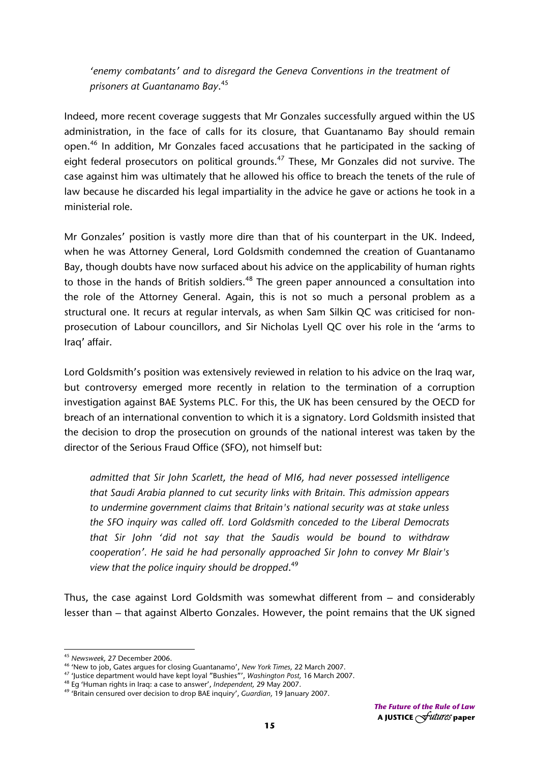*'enemy combatants' and to disregard the Geneva Conventions in the treatment of prisoners at Guantanamo Bay*.[45]

Indeed, more recent coverage suggests that Mr Gonzales successfully argued within the US administration, in the face of calls for its closure, that Guantanamo Bay should remain open.[46] In addition, Mr Gonzales faced accusations that he participated in the sacking of eight federal prosecutors on political grounds.[47] These, Mr Gonzales did not survive. The case against him was ultimately that he allowed his office to breach the tenets of the rule of law because he discarded his legal impartiality in the advice he gave or actions he took in a ministerial role.

Mr Gonzales' position is vastly more dire than that of his counterpart in the UK. Indeed, when he was Attorney General, Lord Goldsmith condemned the creation of Guantanamo Bay, though doubts have now surfaced about his advice on the applicability of human rights to those in the hands of British soldiers.[48] The green paper announced a consultation into the role of the Attorney General. Again, this is not so much a personal problem as a structural one. It recurs at regular intervals, as when Sam Silkin QC was criticised for non-prosecution of Labour councillors, and Sir Nicholas Lyell QC over his role in the 'arms to Iraq' affair.

Lord Goldsmith's position was extensively reviewed in relation to his advice on the Iraq war, but controversy emerged more recently in relation to the termination of a corruption investigation against BAE Systems PLC. For this, the UK has been censured by the OECD for breach of an international convention to which it is a signatory. Lord Goldsmith insisted that the decision to drop the prosecution on grounds of the national interest was taken by the director of the Serious Fraud Office (SFO), not himself but:

> *admitted that Sir John Scarlett, the head of MI6, had never possessed intelligence that Saudi Arabia planned to cut security links with Britain. This admission appears to undermine government claims that Britain's national security was at stake unless the SFO inquiry was called off. Lord Goldsmith conceded to the Liberal Democrats that Sir John 'did not say that the Saudis would be bound to withdraw cooperation'. He said he had personally approached Sir John to convey Mr Blair's view that the police inquiry should be dropped*.[49]

Thus, the case against Lord Goldsmith was somewhat different from – and considerably lesser than – that against Alberto Gonzales. However, the point remains that the UK signed

---

[45] *Newsweek*, 27 December 2006.

[46] 'New to job, Gates argues for closing Guantanamo', *New York Times*, 22 March 2007.

[47] 'Justice department would have kept loyal "Bushies"', *Washington Post*, 16 March 2007.

[48] Eg 'Human rights in Iraq: a case to answer', *Independent*, 29 May 2007.

[49] 'Britain censured over decision to drop BAE inquiry', *Guardian*, 19 January 2007.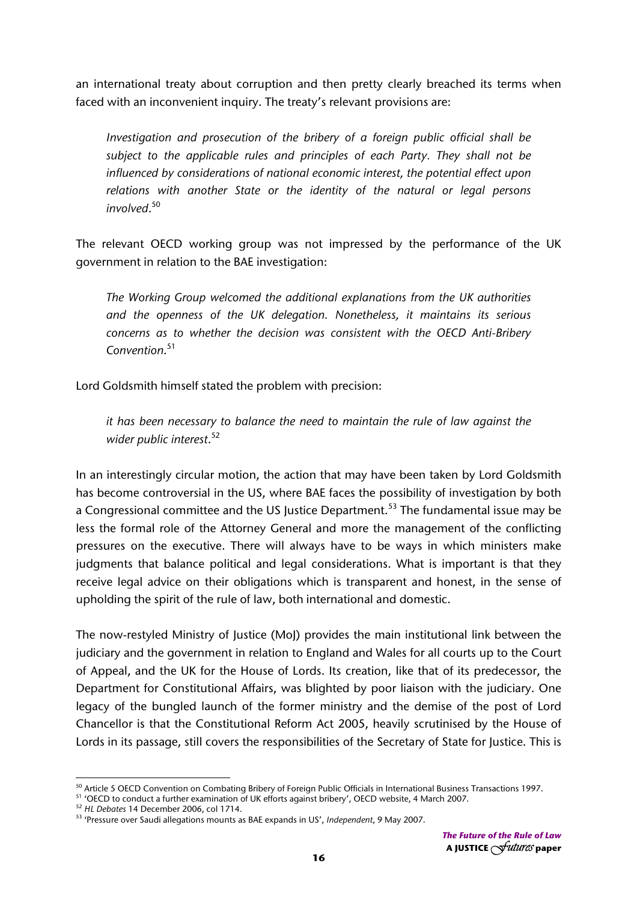an international treaty about corruption and then pretty clearly breached its terms when faced with an inconvenient inquiry. The treaty's relevant provisions are:

> *Investigation and prosecution of the bribery of a foreign public official shall be subject to the applicable rules and principles of each Party. They shall not be influenced by considerations of national economic interest, the potential effect upon relations with another State or the identity of the natural or legal persons involved*.[50]

The relevant OECD working group was not impressed by the performance of the UK government in relation to the BAE investigation:

> *The Working Group welcomed the additional explanations from the UK authorities and the openness of the UK delegation. Nonetheless, it maintains its serious concerns as to whether the decision was consistent with the OECD Anti-Bribery Convention.*[51]

Lord Goldsmith himself stated the problem with precision:

> *it has been necessary to balance the need to maintain the rule of law against the wider public interest.*[52]

In an interestingly circular motion, the action that may have been taken by Lord Goldsmith has become controversial in the US, where BAE faces the possibility of investigation by both a Congressional committee and the US Justice Department.[53] The fundamental issue may be less the formal role of the Attorney General and more the management of the conflicting pressures on the executive. There will always have to be ways in which ministers make judgments that balance political and legal considerations. What is important is that they receive legal advice on their obligations which is transparent and honest, in the sense of upholding the spirit of the rule of law, both international and domestic.

The now-restyled Ministry of Justice (MoJ) provides the main institutional link between the judiciary and the government in relation to England and Wales for all courts up to the Court of Appeal, and the UK for the House of Lords. Its creation, like that of its predecessor, the Department for Constitutional Affairs, was blighted by poor liaison with the judiciary. One legacy of the bungled launch of the former ministry and the demise of the post of Lord Chancellor is that the Constitutional Reform Act 2005, heavily scrutinised by the House of Lords in its passage, still covers the responsibilities of the Secretary of State for Justice. This is

---

[50] Article 5 OECD Convention on Combating Bribery of Foreign Public Officials in International Business Transactions 1997.

[51] 'OECD to conduct a further examination of UK efforts against bribery', OECD website, 4 March 2007.

[52] *HL Debates* 14 December 2006, col 1714.

[53] 'Pressure over Saudi allegations mounts as BAE expands in US', *Independent*, 9 May 2007.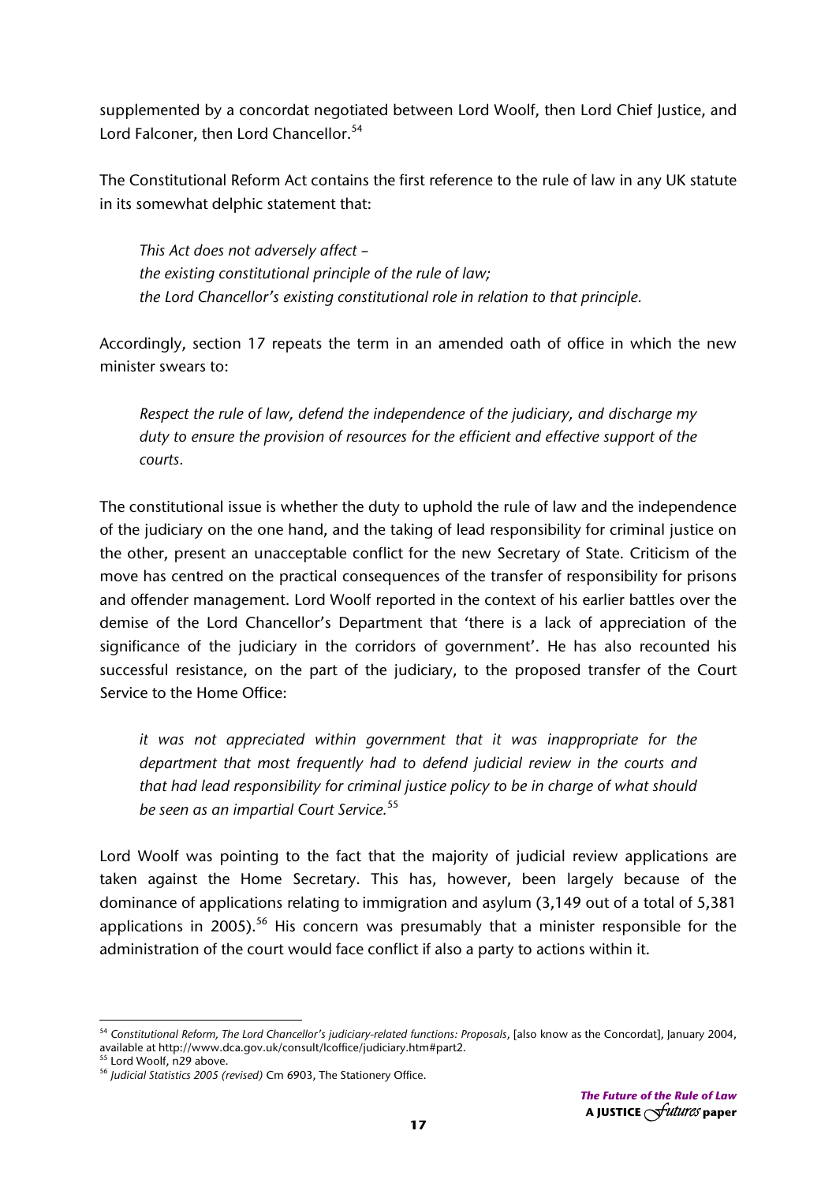supplemented by a concordat negotiated between Lord Woolf, then Lord Chief Justice, and Lord Falconer, then Lord Chancellor.[54]

The Constitutional Reform Act contains the first reference to the rule of law in any UK statute in its somewhat delphic statement that:

> *This Act does not adversely affect –*
> *the existing constitutional principle of the rule of law;*
> *the Lord Chancellor's existing constitutional role in relation to that principle.*

Accordingly, section 17 repeats the term in an amended oath of office in which the new minister swears to:

> *Respect the rule of law, defend the independence of the judiciary, and discharge my duty to ensure the provision of resources for the efficient and effective support of the courts.*

The constitutional issue is whether the duty to uphold the rule of law and the independence of the judiciary on the one hand, and the taking of lead responsibility for criminal justice on the other, present an unacceptable conflict for the new Secretary of State. Criticism of the move has centred on the practical consequences of the transfer of responsibility for prisons and offender management. Lord Woolf reported in the context of his earlier battles over the demise of the Lord Chancellor's Department that 'there is a lack of appreciation of the significance of the judiciary in the corridors of government'. He has also recounted his successful resistance, on the part of the judiciary, to the proposed transfer of the Court Service to the Home Office:

> *it was not appreciated within government that it was inappropriate for the department that most frequently had to defend judicial review in the courts and that had lead responsibility for criminal justice policy to be in charge of what should be seen as an impartial Court Service.*[55]

Lord Woolf was pointing to the fact that the majority of judicial review applications are taken against the Home Secretary. This has, however, been largely because of the dominance of applications relating to immigration and asylum (3,149 out of a total of 5,381 applications in 2005).[56] His concern was presumably that a minister responsible for the administration of the court would face conflict if also a party to actions within it.

---

[54] *Constitutional Reform, The Lord Chancellor's judiciary-related functions: Proposals*, [also know as the Concordat], January 2004, available at http://www.dca.gov.uk/consult/lcoffice/judiciary.htm#part2.

[55] Lord Woolf, n29 above.

[56] *Judicial Statistics 2005 (revised)* Cm 6903, The Stationery Office.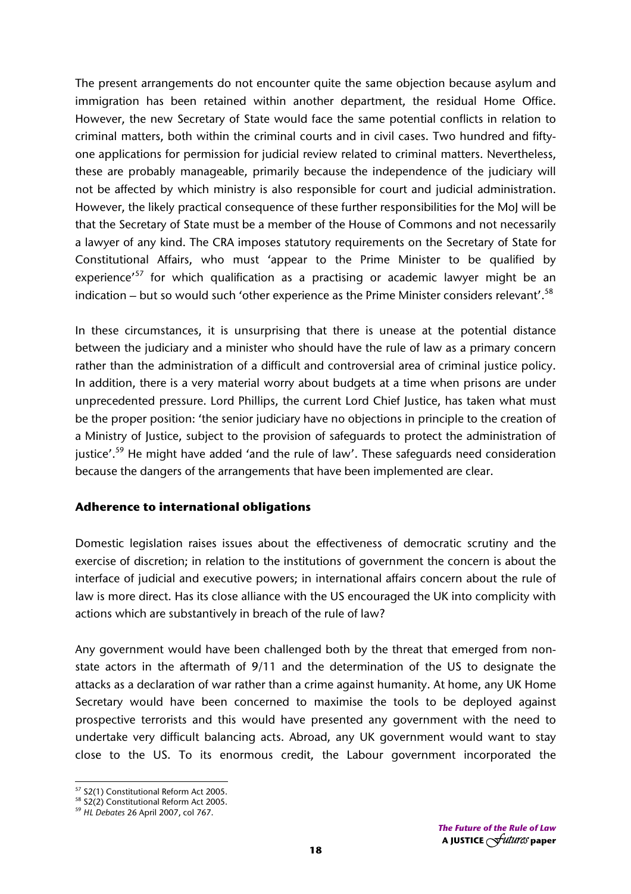The present arrangements do not encounter quite the same objection because asylum and immigration has been retained within another department, the residual Home Office. However, the new Secretary of State would face the same potential conflicts in relation to criminal matters, both within the criminal courts and in civil cases. Two hundred and fifty-one applications for permission for judicial review related to criminal matters. Nevertheless, these are probably manageable, primarily because the independence of the judiciary will not be affected by which ministry is also responsible for court and judicial administration. However, the likely practical consequence of these further responsibilities for the MoJ will be that the Secretary of State must be a member of the House of Commons and not necessarily a lawyer of any kind. The CRA imposes statutory requirements on the Secretary of State for Constitutional Affairs, who must 'appear to the Prime Minister to be qualified by experience'[57] for which qualification as a practising or academic lawyer might be an indication – but so would such 'other experience as the Prime Minister considers relevant'.[58]

In these circumstances, it is unsurprising that there is unease at the potential distance between the judiciary and a minister who should have the rule of law as a primary concern rather than the administration of a difficult and controversial area of criminal justice policy. In addition, there is a very material worry about budgets at a time when prisons are under unprecedented pressure. Lord Phillips, the current Lord Chief Justice, has taken what must be the proper position: 'the senior judiciary have no objections in principle to the creation of a Ministry of Justice, subject to the provision of safeguards to protect the administration of justice'.[59] He might have added 'and the rule of law'. These safeguards need consideration because the dangers of the arrangements that have been implemented are clear.

### Adherence to international obligations

Domestic legislation raises issues about the effectiveness of democratic scrutiny and the exercise of discretion; in relation to the institutions of government the concern is about the interface of judicial and executive powers; in international affairs concern about the rule of law is more direct. Has its close alliance with the US encouraged the UK into complicity with actions which are substantively in breach of the rule of law?

Any government would have been challenged both by the threat that emerged from non-state actors in the aftermath of 9/11 and the determination of the US to designate the attacks as a declaration of war rather than a crime against humanity. At home, any UK Home Secretary would have been concerned to maximise the tools to be deployed against prospective terrorists and this would have presented any government with the need to undertake very difficult balancing acts. Abroad, any UK government would want to stay close to the US. To its enormous credit, the Labour government incorporated the

---

[57] S2(1) Constitutional Reform Act 2005.

[58] S2(2) Constitutional Reform Act 2005.

[59] *HL Debates* 26 April 2007, col 767.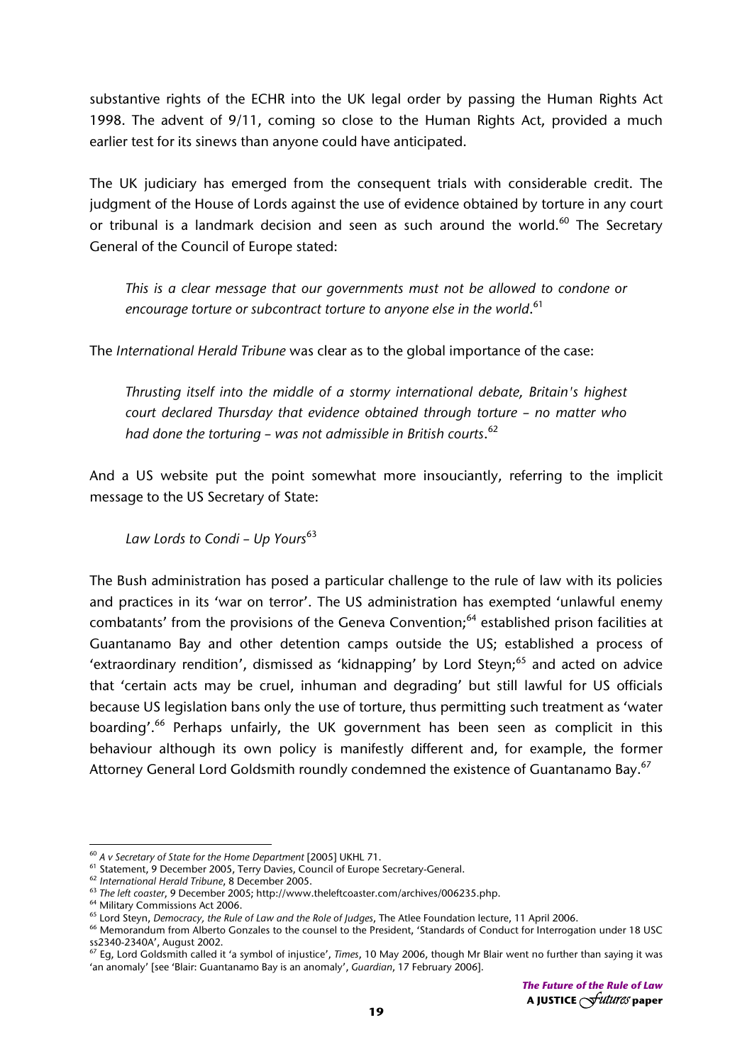substantive rights of the ECHR into the UK legal order by passing the Human Rights Act 1998. The advent of 9/11, coming so close to the Human Rights Act, provided a much earlier test for its sinews than anyone could have anticipated.

The UK judiciary has emerged from the consequent trials with considerable credit. The judgment of the House of Lords against the use of evidence obtained by torture in any court or tribunal is a landmark decision and seen as such around the world.[60] The Secretary General of the Council of Europe stated:

> *This is a clear message that our governments must not be allowed to condone or encourage torture or subcontract torture to anyone else in the world*.[61]

The *International Herald Tribune* was clear as to the global importance of the case:

> *Thrusting itself into the middle of a stormy international debate, Britain's highest court declared Thursday that evidence obtained through torture – no matter who had done the torturing – was not admissible in British courts*.[62]

And a US website put the point somewhat more insouciantly, referring to the implicit message to the US Secretary of State:

> *Law Lords to Condi – Up Yours*[63]

The Bush administration has posed a particular challenge to the rule of law with its policies and practices in its 'war on terror'. The US administration has exempted 'unlawful enemy combatants' from the provisions of the Geneva Convention;[64] established prison facilities at Guantanamo Bay and other detention camps outside the US; established a process of 'extraordinary rendition', dismissed as 'kidnapping' by Lord Steyn;[65] and acted on advice that 'certain acts may be cruel, inhuman and degrading' but still lawful for US officials because US legislation bans only the use of torture, thus permitting such treatment as 'water boarding'.[66] Perhaps unfairly, the UK government has been seen as complicit in this behaviour although its own policy is manifestly different and, for example, the former Attorney General Lord Goldsmith roundly condemned the existence of Guantanamo Bay.[67]

---

[60] *A v Secretary of State for the Home Department* [2005] UKHL 71.

[61] Statement, 9 December 2005, Terry Davies, Council of Europe Secretary-General.

[62] *International Herald Tribune*, 8 December 2005.

[63] *The left coaster*, 9 December 2005; http://www.theleftcoaster.com/archives/006235.php.

[64] Military Commissions Act 2006.

[65] Lord Steyn, *Democracy, the Rule of Law and the Role of Judges*, The Atlee Foundation lecture, 11 April 2006.

[66] Memorandum from Alberto Gonzales to the counsel to the President, 'Standards of Conduct for Interrogation under 18 USC ss2340-2340A', August 2002.

[67] Eg, Lord Goldsmith called it 'a symbol of injustice', *Times*, 10 May 2006, though Mr Blair went no further than saying it was 'an anomaly' [see 'Blair: Guantanamo Bay is an anomaly', *Guardian*, 17 February 2006].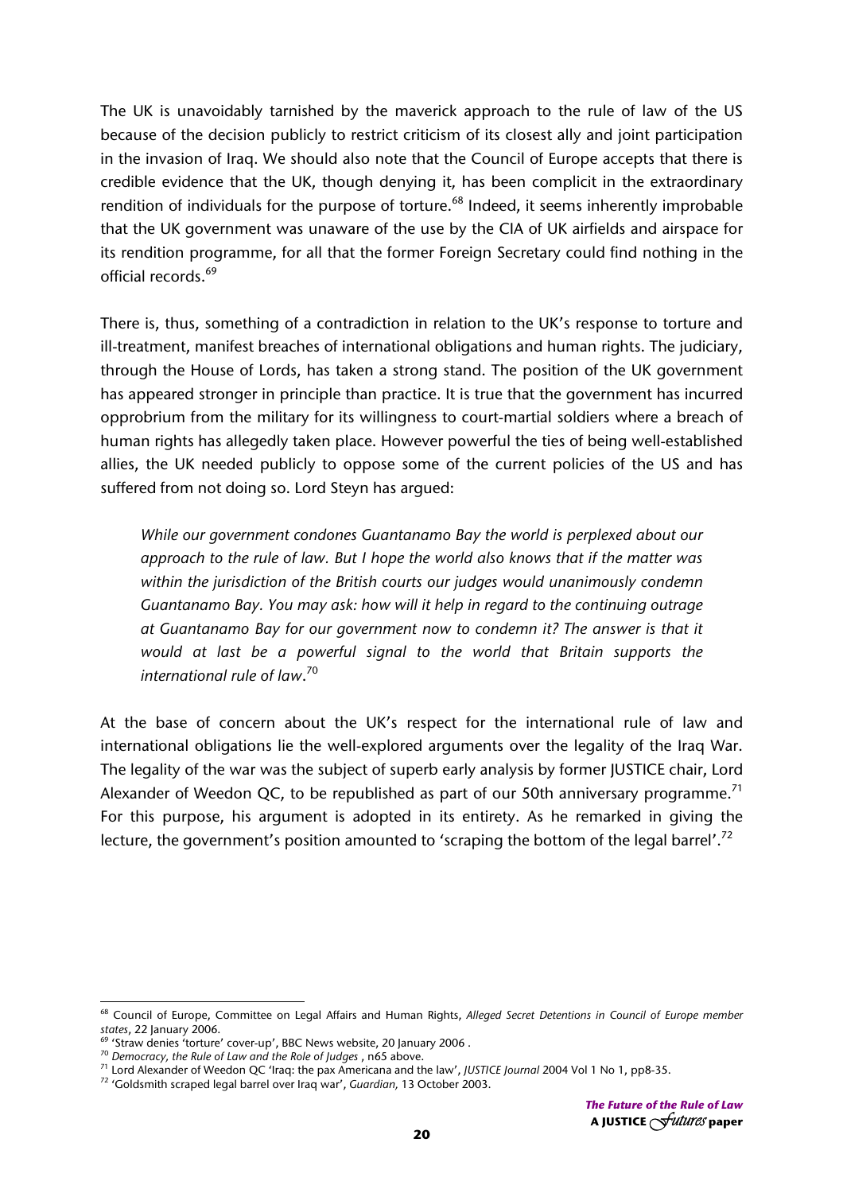The UK is unavoidably tarnished by the maverick approach to the rule of law of the US because of the decision publicly to restrict criticism of its closest ally and joint participation in the invasion of Iraq. We should also note that the Council of Europe accepts that there is credible evidence that the UK, though denying it, has been complicit in the extraordinary rendition of individuals for the purpose of torture.[68] Indeed, it seems inherently improbable that the UK government was unaware of the use by the CIA of UK airfields and airspace for its rendition programme, for all that the former Foreign Secretary could find nothing in the official records.[69]

There is, thus, something of a contradiction in relation to the UK's response to torture and ill-treatment, manifest breaches of international obligations and human rights. The judiciary, through the House of Lords, has taken a strong stand. The position of the UK government has appeared stronger in principle than practice. It is true that the government has incurred opprobrium from the military for its willingness to court-martial soldiers where a breach of human rights has allegedly taken place. However powerful the ties of being well-established allies, the UK needed publicly to oppose some of the current policies of the US and has suffered from not doing so. Lord Steyn has argued:

> *While our government condones Guantanamo Bay the world is perplexed about our approach to the rule of law. But I hope the world also knows that if the matter was within the jurisdiction of the British courts our judges would unanimously condemn Guantanamo Bay. You may ask: how will it help in regard to the continuing outrage at Guantanamo Bay for our government now to condemn it? The answer is that it would at last be a powerful signal to the world that Britain supports the international rule of law*.[70]

At the base of concern about the UK's respect for the international rule of law and international obligations lie the well-explored arguments over the legality of the Iraq War. The legality of the war was the subject of superb early analysis by former JUSTICE chair, Lord Alexander of Weedon QC, to be republished as part of our 50th anniversary programme.[71] For this purpose, his argument is adopted in its entirety. As he remarked in giving the lecture, the government's position amounted to 'scraping the bottom of the legal barrel'.[72]

---

[68] Council of Europe, Committee on Legal Affairs and Human Rights, *Alleged Secret Detentions in Council of Europe member states*, 22 January 2006.

[69] 'Straw denies 'torture' cover-up', BBC News website, 20 January 2006 .

[70] *Democracy, the Rule of Law and the Role of Judges* , n65 above.

[71] Lord Alexander of Weedon QC 'Iraq: the pax Americana and the law', *JUSTICE Journal* 2004 Vol 1 No 1, pp8-35.

[72] 'Goldsmith scraped legal barrel over Iraq war', *Guardian*, 13 October 2003.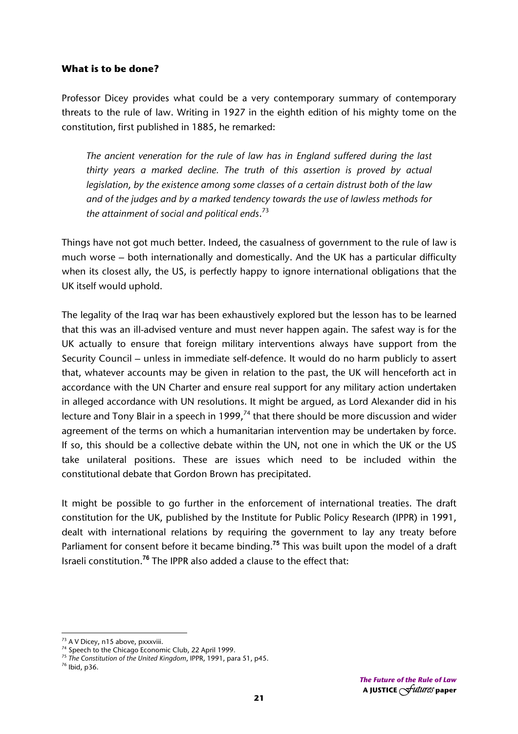**What is to be done?**

Professor Dicey provides what could be a very contemporary summary of contemporary threats to the rule of law. Writing in 1927 in the eighth edition of his mighty tome on the constitution, first published in 1885, he remarked:

> *The ancient veneration for the rule of law has in England suffered during the last thirty years a marked decline. The truth of this assertion is proved by actual legislation, by the existence among some classes of a certain distrust both of the law and of the judges and by a marked tendency towards the use of lawless methods for the attainment of social and political ends*.[73]

Things have not got much better. Indeed, the casualness of government to the rule of law is much worse – both internationally and domestically. And the UK has a particular difficulty when its closest ally, the US, is perfectly happy to ignore international obligations that the UK itself would uphold.

The legality of the Iraq war has been exhaustively explored but the lesson has to be learned that this was an ill-advised venture and must never happen again. The safest way is for the UK actually to ensure that foreign military interventions always have support from the Security Council – unless in immediate self-defence. It would do no harm publicly to assert that, whatever accounts may be given in relation to the past, the UK will henceforth act in accordance with the UN Charter and ensure real support for any military action undertaken in alleged accordance with UN resolutions. It might be argued, as Lord Alexander did in his lecture and Tony Blair in a speech in 1999,[74] that there should be more discussion and wider agreement of the terms on which a humanitarian intervention may be undertaken by force. If so, this should be a collective debate within the UN, not one in which the UK or the US take unilateral positions. These are issues which need to be included within the constitutional debate that Gordon Brown has precipitated.

It might be possible to go further in the enforcement of international treaties. The draft constitution for the UK, published by the Institute for Public Policy Research (IPPR) in 1991, dealt with international relations by requiring the government to lay any treaty before Parliament for consent before it became binding.[75] This was built upon the model of a draft Israeli constitution.[76] The IPPR also added a clause to the effect that:

---

[73] A V Dicey, n15 above, pxxxviii.

[74] Speech to the Chicago Economic Club, 22 April 1999.

[75] *The Constitution of the United Kingdom*, IPPR, 1991, para 51, p45.

[76] Ibid, p36.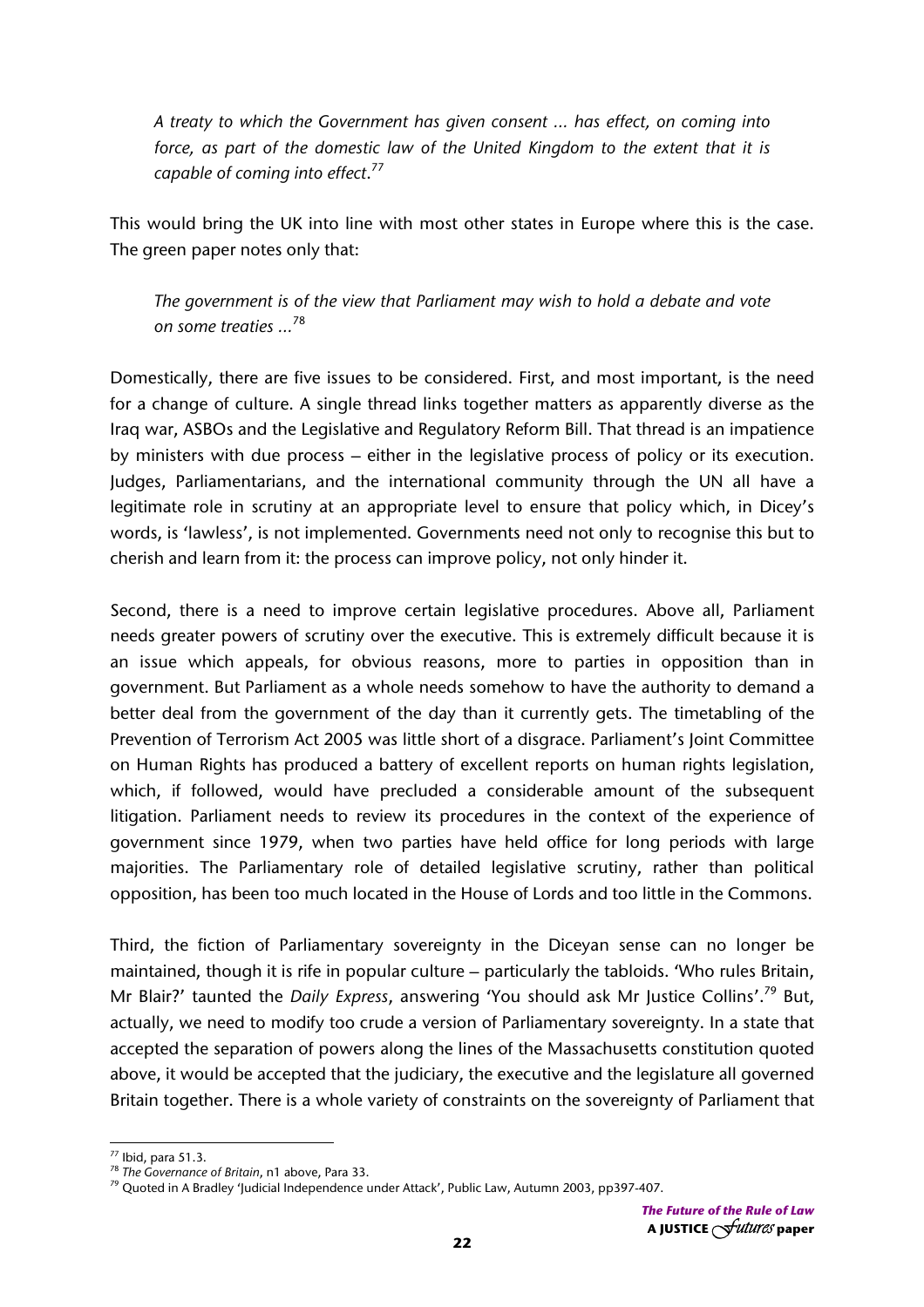*A treaty to which the Government has given consent ... has effect, on coming into force, as part of the domestic law of the United Kingdom to the extent that it is capable of coming into effect.*[77]

This would bring the UK into line with most other states in Europe where this is the case. The green paper notes only that:

*The government is of the view that Parliament may wish to hold a debate and vote on some treaties ...*[78]

Domestically, there are five issues to be considered. First, and most important, is the need for a change of culture. A single thread links together matters as apparently diverse as the Iraq war, ASBOs and the Legislative and Regulatory Reform Bill. That thread is an impatience by ministers with due process – either in the legislative process of policy or its execution. Judges, Parliamentarians, and the international community through the UN all have a legitimate role in scrutiny at an appropriate level to ensure that policy which, in Dicey's words, is 'lawless', is not implemented. Governments need not only to recognise this but to cherish and learn from it: the process can improve policy, not only hinder it.

Second, there is a need to improve certain legislative procedures. Above all, Parliament needs greater powers of scrutiny over the executive. This is extremely difficult because it is an issue which appeals, for obvious reasons, more to parties in opposition than in government. But Parliament as a whole needs somehow to have the authority to demand a better deal from the government of the day than it currently gets. The timetabling of the Prevention of Terrorism Act 2005 was little short of a disgrace. Parliament's Joint Committee on Human Rights has produced a battery of excellent reports on human rights legislation, which, if followed, would have precluded a considerable amount of the subsequent litigation. Parliament needs to review its procedures in the context of the experience of government since 1979, when two parties have held office for long periods with large majorities. The Parliamentary role of detailed legislative scrutiny, rather than political opposition, has been too much located in the House of Lords and too little in the Commons.

Third, the fiction of Parliamentary sovereignty in the Diceyan sense can no longer be maintained, though it is rife in popular culture – particularly the tabloids. 'Who rules Britain, Mr Blair?' taunted the *Daily Express*, answering 'You should ask Mr Justice Collins'.[79] But, actually, we need to modify too crude a version of Parliamentary sovereignty. In a state that accepted the separation of powers along the lines of the Massachusetts constitution quoted above, it would be accepted that the judiciary, the executive and the legislature all governed Britain together. There is a whole variety of constraints on the sovereignty of Parliament that

---

[77] Ibid, para 51.3.

[78] *The Governance of Britain*, n1 above, Para 33.

[79] Quoted in A Bradley 'Judicial Independence under Attack', Public Law, Autumn 2003, pp397-407.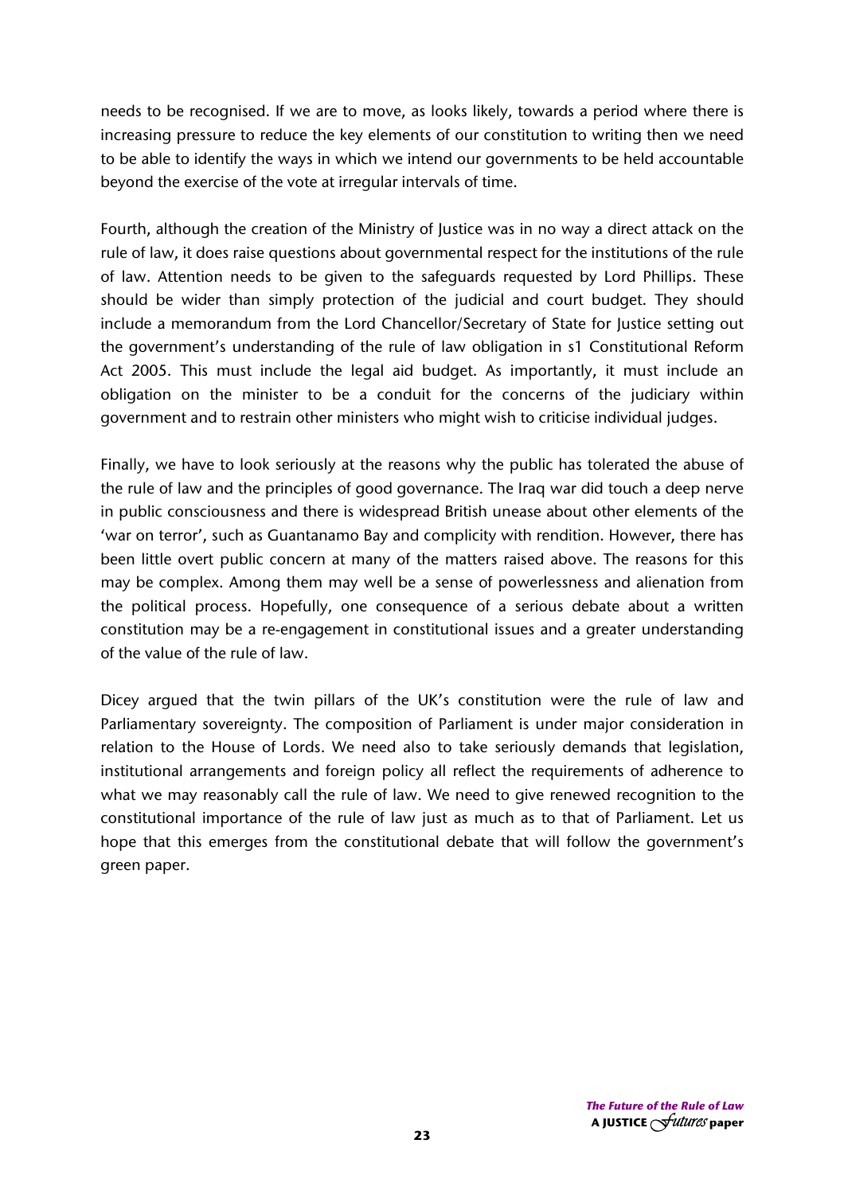needs to be recognised. If we are to move, as looks likely, towards a period where there is increasing pressure to reduce the key elements of our constitution to writing then we need to be able to identify the ways in which we intend our governments to be held accountable beyond the exercise of the vote at irregular intervals of time.

Fourth, although the creation of the Ministry of Justice was in no way a direct attack on the rule of law, it does raise questions about governmental respect for the institutions of the rule of law. Attention needs to be given to the safeguards requested by Lord Phillips. These should be wider than simply protection of the judicial and court budget. They should include a memorandum from the Lord Chancellor/Secretary of State for Justice setting out the government's understanding of the rule of law obligation in s1 Constitutional Reform Act 2005. This must include the legal aid budget. As importantly, it must include an obligation on the minister to be a conduit for the concerns of the judiciary within government and to restrain other ministers who might wish to criticise individual judges.

Finally, we have to look seriously at the reasons why the public has tolerated the abuse of the rule of law and the principles of good governance. The Iraq war did touch a deep nerve in public consciousness and there is widespread British unease about other elements of the 'war on terror', such as Guantanamo Bay and complicity with rendition. However, there has been little overt public concern at many of the matters raised above. The reasons for this may be complex. Among them may well be a sense of powerlessness and alienation from the political process. Hopefully, one consequence of a serious debate about a written constitution may be a re-engagement in constitutional issues and a greater understanding of the value of the rule of law.

Dicey argued that the twin pillars of the UK's constitution were the rule of law and Parliamentary sovereignty. The composition of Parliament is under major consideration in relation to the House of Lords. We need also to take seriously demands that legislation, institutional arrangements and foreign policy all reflect the requirements of adherence to what we may reasonably call the rule of law. We need to give renewed recognition to the constitutional importance of the rule of law just as much as to that of Parliament. Let us hope that this emerges from the constitutional debate that will follow the government's green paper.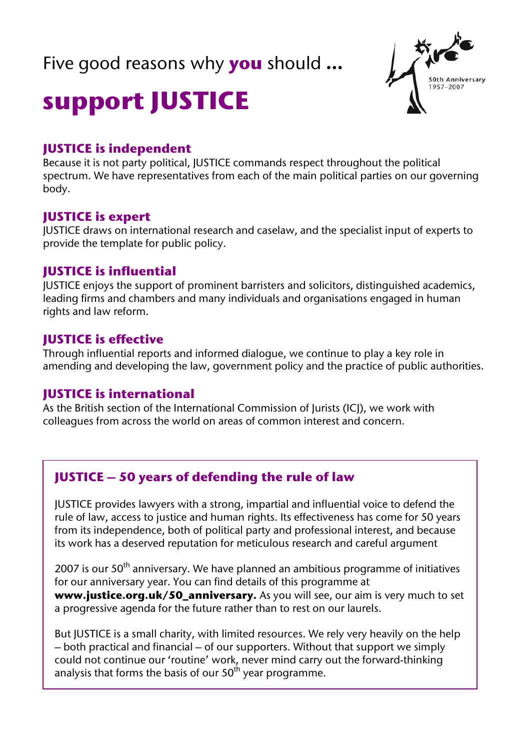Five good reasons why **you** should ...

# support JUSTICE

50th Anniversary 1957–2007

### JUSTICE is independent

Because it is not party political, JUSTICE commands respect throughout the political spectrum. We have representatives from each of the main political parties on our governing body.

### JUSTICE is expert

JUSTICE draws on international research and caselaw, and the specialist input of experts to provide the template for public policy.

### JUSTICE is influential

JUSTICE enjoys the support of prominent barristers and solicitors, distinguished academics, leading firms and chambers and many individuals and organisations engaged in human rights and law reform.

### JUSTICE is effective

Through influential reports and informed dialogue, we continue to play a key role in amending and developing the law, government policy and the practice of public authorities.

### JUSTICE is international

As the British section of the International Commission of Jurists (ICJ), we work with colleagues from across the world on areas of common interest and concern.

### JUSTICE – 50 years of defending the rule of law

JUSTICE provides lawyers with a strong, impartial and influential voice to defend the rule of law, access to justice and human rights. Its effectiveness has come for 50 years from its independence, both of political party and professional interest, and because its work has a deserved reputation for meticulous research and careful argument

2007 is our 50th anniversary. We have planned an ambitious programme of initiatives for our anniversary year. You can find details of this programme at **www.justice.org.uk/50_anniversary.** As you will see, our aim is very much to set a progressive agenda for the future rather than to rest on our laurels.

But JUSTICE is a small charity, with limited resources. We rely very heavily on the help – both practical and financial – of our supporters. Without that support we simply could not continue our 'routine' work, never mind carry out the forward-thinking analysis that forms the basis of our 50th year programme.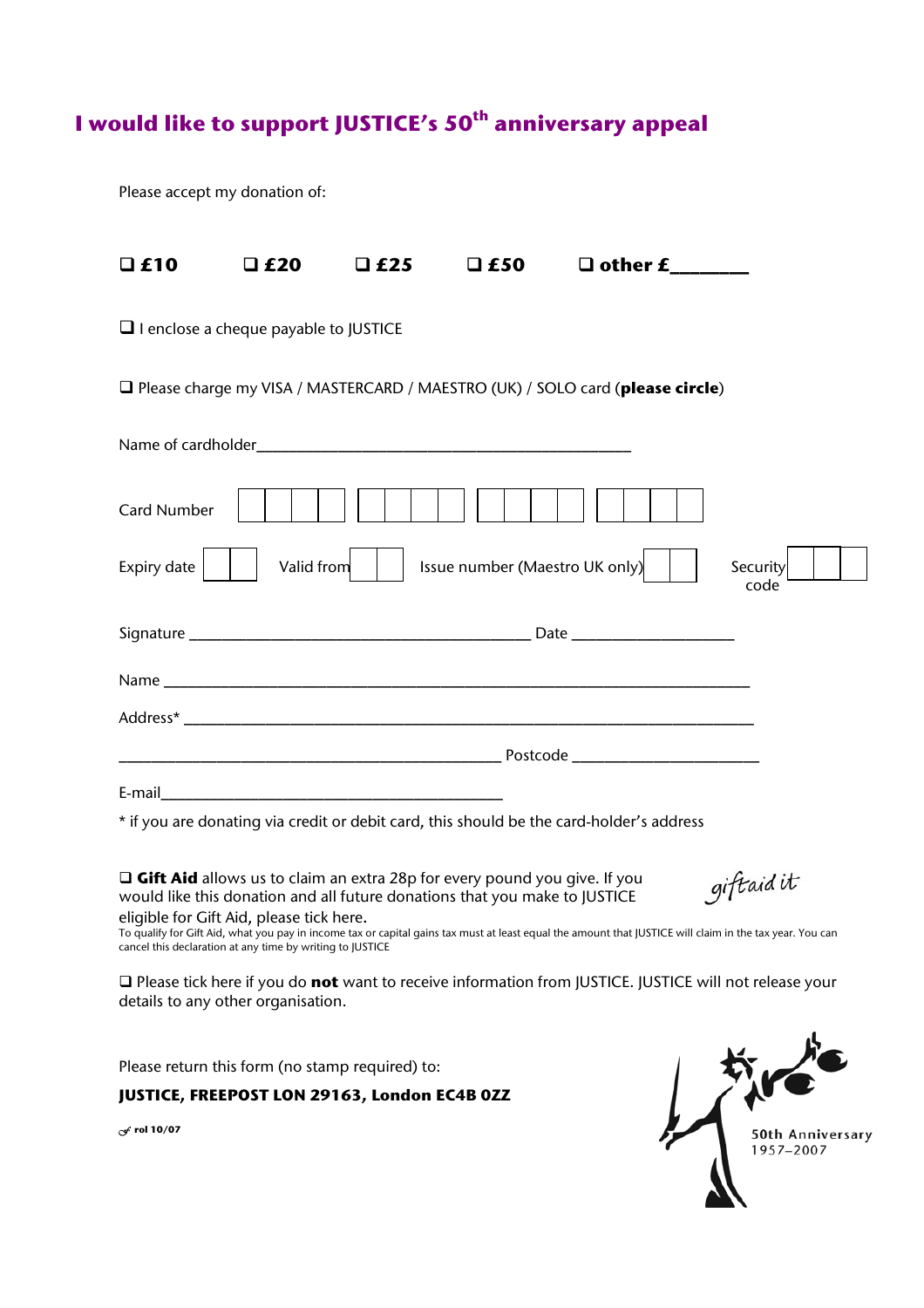# I would like to support JUSTICE's 50th anniversary appeal

Please accept my donation of:

❑ **£10** ❑ **£20** ❑ **£25** ❑ **£50** ❑ **other £_______**

❑ I enclose a cheque payable to JUSTICE

❑ Please charge my VISA / MASTERCARD / MAESTRO (UK) / SOLO card (**please circle**)

Name of cardholder_____________________________________________

Card Number

Expiry date Valid from Issue number (Maestro UK only) Security code

Signature _________________________________________ Date ____________________

Name ______________________________________________________________________

Address* ___________________________________________________________________

______________________________________________ Postcode ______________________

E-mail_____________________________________________

\* if you are donating via credit or debit card, this should be the card-holder's address

❑ **Gift Aid** allows us to claim an extra 28p for every pound you give. If you would like this donation and all future donations that you make to JUSTICE eligible for Gift Aid, please tick here.

giftaid it

To qualify for Gift Aid, what you pay in income tax or capital gains tax must at least equal the amount that JUSTICE will claim in the tax year. You can cancel this declaration at any time by writing to JUSTICE

❑ Please tick here if you do **not** want to receive information from JUSTICE. JUSTICE will not release your details to any other organisation.

Please return this form (no stamp required) to:

**JUSTICE, FREEPOST LON 29163, London EC4B 0ZZ**

**rol 10/07**

50th Anniversary
1957–2007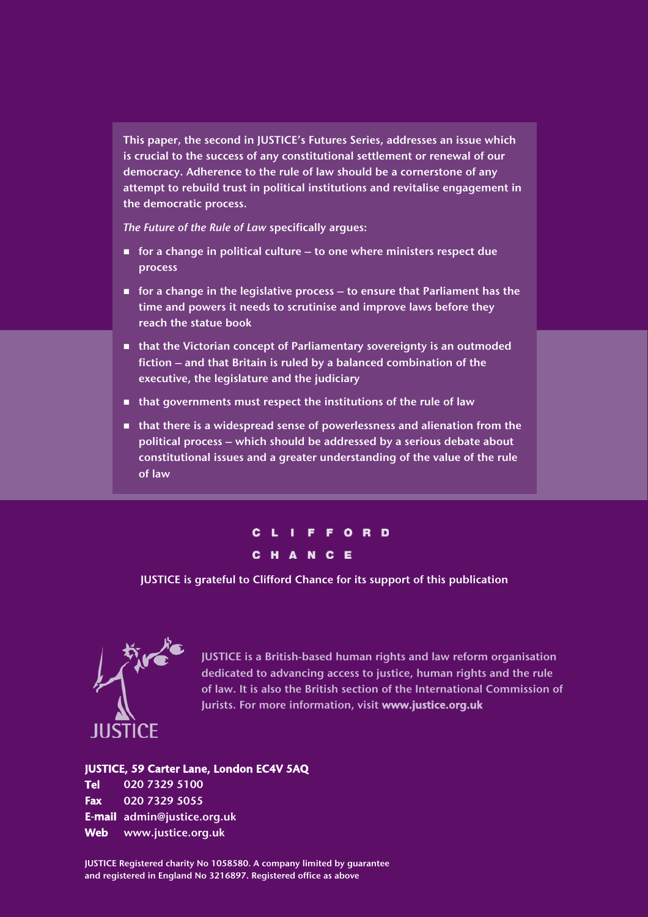This paper, the second in JUSTICE's Futures Series, addresses an issue which is crucial to the success of any constitutional settlement or renewal of our democracy. Adherence to the rule of law should be a cornerstone of any attempt to rebuild trust in political institutions and revitalise engagement in the democratic process.

*The Future of the Rule of Law* specifically argues:

- for a change in political culture – to one where ministers respect due process
- for a change in the legislative process – to ensure that Parliament has the time and powers it needs to scrutinise and improve laws before they reach the statue book
- that the Victorian concept of Parliamentary sovereignty is an outmoded fiction – and that Britain is ruled by a balanced combination of the executive, the legislature and the judiciary
- that governments must respect the institutions of the rule of law
- that there is a widespread sense of powerlessness and alienation from the political process – which should be addressed by a serious debate about constitutional issues and a greater understanding of the value of the rule of law

CLIFFORD CHANCE

JUSTICE is grateful to Clifford Chance for its support of this publication

JUSTICE

JUSTICE is a British-based human rights and law reform organisation dedicated to advancing access to justice, human rights and the rule of law. It is also the British section of the International Commission of Jurists. For more information, visit **www.justice.org.uk**

**JUSTICE, 59 Carter Lane, London EC4V 5AQ**
**Tel** 020 7329 5100
**Fax** 020 7329 5055
**E-mail** admin@justice.org.uk
**Web** www.justice.org.uk

JUSTICE Registered charity No 1058580. A company limited by guarantee and registered in England No 3216897. Registered office as above